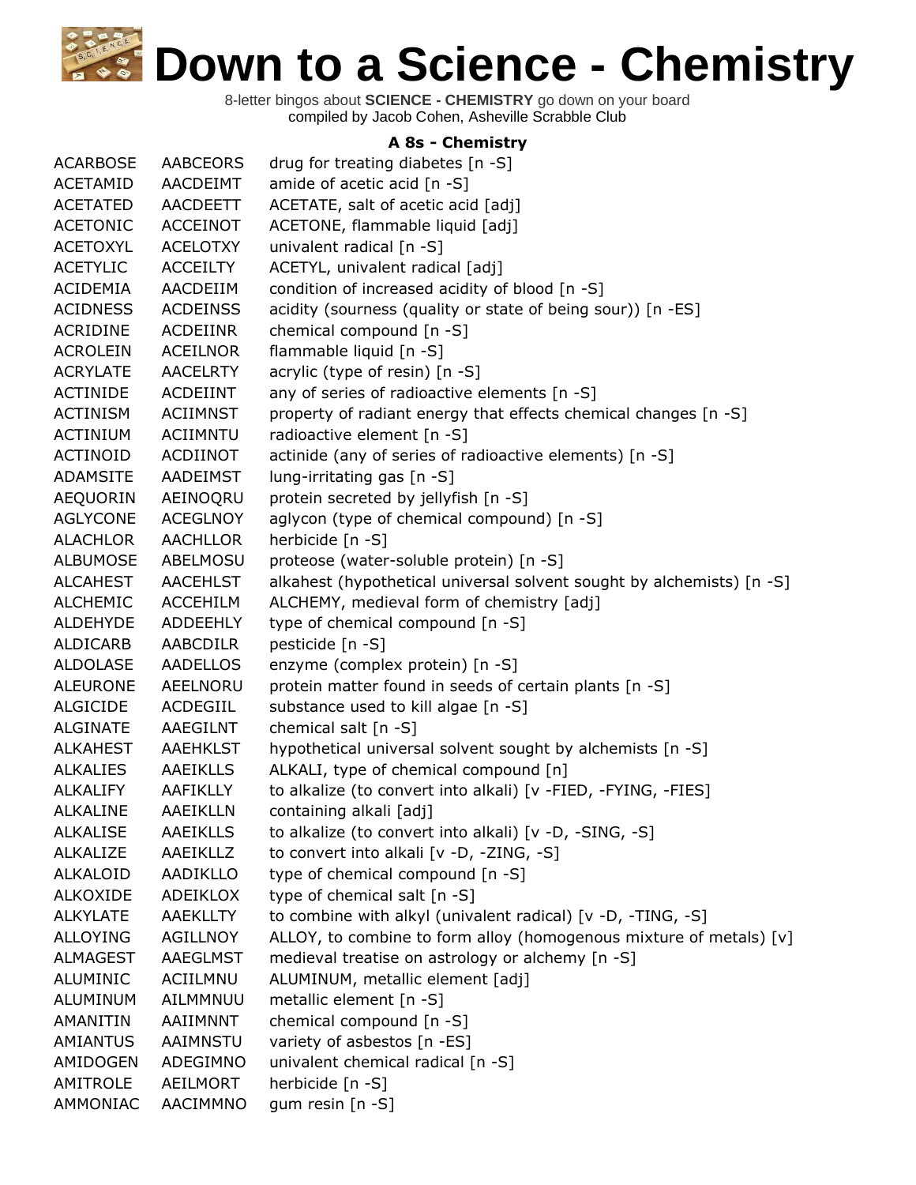# Down to a Science - Chemistry

8-letter bingos about **SCIENCE - CHEMISTRY** go down on your board
compiled by Jacob Cohen, Asheville Scrabble Club

### A 8s - Chemistry

| | | |
|---|---|---|
| ACARBOSE | AABCEORS | drug for treating diabetes [n -S] |
| ACETAMID | AACDEIMT | amide of acetic acid [n -S] |
| ACETATED | AACDEETT | ACETATE, salt of acetic acid [adj] |
| ACETONIC | ACCEINOT | ACETONE, flammable liquid [adj] |
| ACETOXYL | ACELOTXY | univalent radical [n -S] |
| ACETYLIC | ACCEILTY | ACETYL, univalent radical [adj] |
| ACIDEMIA | AACDEIIM | condition of increased acidity of blood [n -S] |
| ACIDNESS | ACDEINSS | acidity (sourness (quality or state of being sour)) [n -ES] |
| ACRIDINE | ACDEIINR | chemical compound [n -S] |
| ACROLEIN | ACEILNOR | flammable liquid [n -S] |
| ACRYLATE | AACELRTY | acrylic (type of resin) [n -S] |
| ACTINIDE | ACDEIINT | any of series of radioactive elements [n -S] |
| ACTINISM | ACIIMNST | property of radiant energy that effects chemical changes [n -S] |
| ACTINIUM | ACIIMNTU | radioactive element [n -S] |
| ACTINOID | ACDIINOT | actinide (any of series of radioactive elements) [n -S] |
| ADAMSITE | AADEIMST | lung-irritating gas [n -S] |
| AEQUORIN | AEINOQRU | protein secreted by jellyfish [n -S] |
| AGLYCONE | ACEGLNOY | aglycon (type of chemical compound) [n -S] |
| ALACHLOR | AACHLLOR | herbicide [n -S] |
| ALBUMOSE | ABELMOSU | proteose (water-soluble protein) [n -S] |
| ALCAHEST | AACEHLST | alkahest (hypothetical universal solvent sought by alchemists) [n -S] |
| ALCHEMIC | ACCEHILM | ALCHEMY, medieval form of chemistry [adj] |
| ALDEHYDE | ADDEEHLY | type of chemical compound [n -S] |
| ALDICARB | AABCDILR | pesticide [n -S] |
| ALDOLASE | AADELLOS | enzyme (complex protein) [n -S] |
| ALEURONE | AEELNORU | protein matter found in seeds of certain plants [n -S] |
| ALGICIDE | ACDEGIIL | substance used to kill algae [n -S] |
| ALGINATE | AAEGILNT | chemical salt [n -S] |
| ALKAHEST | AAEHKLST | hypothetical universal solvent sought by alchemists [n -S] |
| ALKALIES | AAEIKLLS | ALKALI, type of chemical compound [n] |
| ALKALIFY | AAFIKLLY | to alkalize (to convert into alkali) [v -FIED, -FYING, -FIES] |
| ALKALINE | AAEIKLLN | containing alkali [adj] |
| ALKALISE | AAEIKLLS | to alkalize (to convert into alkali) [v -D, -SING, -S] |
| ALKALIZE | AAEIKLLZ | to convert into alkali [v -D, -ZING, -S] |
| ALKALOID | AADIKLLO | type of chemical compound [n -S] |
| ALKOXIDE | ADEIKLOX | type of chemical salt [n -S] |
| ALKYLATE | AAEKLLTY | to combine with alkyl (univalent radical) [v -D, -TING, -S] |
| ALLOYING | AGILLNOY | ALLOY, to combine to form alloy (homogenous mixture of metals) [v] |
| ALMAGEST | AAEGLMST | medieval treatise on astrology or alchemy [n -S] |
| ALUMINIC | ACIILMNU | ALUMINUM, metallic element [adj] |
| ALUMINUM | AILMMNUU | metallic element [n -S] |
| AMANITIN | AAIIMNNT | chemical compound [n -S] |
| AMIANTUS | AAIMNSTU | variety of asbestos [n -ES] |
| AMIDOGEN | ADEGIMNO | univalent chemical radical [n -S] |
| AMITROLE | AEILMORT | herbicide [n -S] |
| AMMONIAC | AACIMMNO | gum resin [n -S] |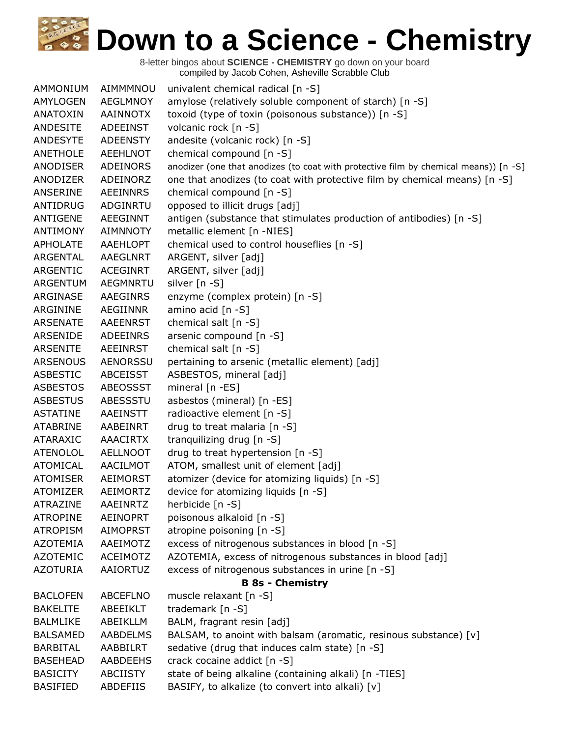# Down to a Science - Chemistry

8-letter bingos about **SCIENCE - CHEMISTRY** go down on your board
compiled by Jacob Cohen, Asheville Scrabble Club

| | | |
|---|---|---|
| AMMONIUM | AIMMMNOU | univalent chemical radical [n -S] |
| AMYLOGEN | AEGLMNOY | amylose (relatively soluble component of starch) [n -S] |
| ANATOXIN | AAINNOTX | toxoid (type of toxin (poisonous substance)) [n -S] |
| ANDESITE | ADEEINST | volcanic rock [n -S] |
| ANDESYTE | ADEENSTY | andesite (volcanic rock) [n -S] |
| ANETHOLE | AEEHLNOT | chemical compound [n -S] |
| ANODISER | ADEINORS | anodizer (one that anodizes (to coat with protective film by chemical means)) [n -S] |
| ANODIZER | ADEINORZ | one that anodizes (to coat with protective film by chemical means) [n -S] |
| ANSERINE | AEEINNRS | chemical compound [n -S] |
| ANTIDRUG | ADGINRTU | opposed to illicit drugs [adj] |
| ANTIGENE | AEEGINNT | antigen (substance that stimulates production of antibodies) [n -S] |
| ANTIMONY | AIMNNOTY | metallic element [n -NIES] |
| APHOLATE | AAEHLOPT | chemical used to control houseflies [n -S] |
| ARGENTAL | AAEGLNRT | ARGENT, silver [adj] |
| ARGENTIC | ACEGINRT | ARGENT, silver [adj] |
| ARGENTUM | AEGMNRTU | silver [n -S] |
| ARGINASE | AAEGINRS | enzyme (complex protein) [n -S] |
| ARGININE | AEGIINNR | amino acid [n -S] |
| ARSENATE | AAEENRST | chemical salt [n -S] |
| ARSENIDE | ADEEINRS | arsenic compound [n -S] |
| ARSENITE | AEEINRST | chemical salt [n -S] |
| ARSENOUS | AENORSSU | pertaining to arsenic (metallic element) [adj] |
| ASBESTIC | ABCEISST | ASBESTOS, mineral [adj] |
| ASBESTOS | ABEOSSST | mineral [n -ES] |
| ASBESTUS | ABESSSTU | asbestos (mineral) [n -ES] |
| ASTATINE | AAEINSTT | radioactive element [n -S] |
| ATABRINE | AABEINRT | drug to treat malaria [n -S] |
| ATARAXIC | AAACIRTX | tranquilizing drug [n -S] |
| ATENOLOL | AELLNOOT | drug to treat hypertension [n -S] |
| ATOMICAL | AACILMOT | ATOM, smallest unit of element [adj] |
| ATOMISER | AEIMORST | atomizer (device for atomizing liquids) [n -S] |
| ATOMIZER | AEIMORTZ | device for atomizing liquids [n -S] |
| ATRAZINE | AAEINRTZ | herbicide [n -S] |
| ATROPINE | AEINOPRT | poisonous alkaloid [n -S] |
| ATROPISM | AIMOPRST | atropine poisoning [n -S] |
| AZOTEMIA | AAEIMOTZ | excess of nitrogenous substances in blood [n -S] |
| AZOTEMIC | ACEIMOTZ | AZOTEMIA, excess of nitrogenous substances in blood [adj] |
| AZOTURIA | AAIORTUZ | excess of nitrogenous substances in urine [n -S] |
| | | **B 8s - Chemistry** |
| BACLOFEN | ABCEFLNO | muscle relaxant [n -S] |
| BAKELITE | ABEEIKLT | trademark [n -S] |
| BALMLIKE | ABEIKLLM | BALM, fragrant resin [adj] |
| BALSAMED | AABDELMS | BALSAM, to anoint with balsam (aromatic, resinous substance) [v] |
| BARBITAL | AABBILRT | sedative (drug that induces calm state) [n -S] |
| BASEHEAD | AABDEEHS | crack cocaine addict [n -S] |
| BASICITY | ABCIISTY | state of being alkaline (containing alkali) [n -TIES] |
| BASIFIED | ABDEFIIS | BASIFY, to alkalize (to convert into alkali) [v] |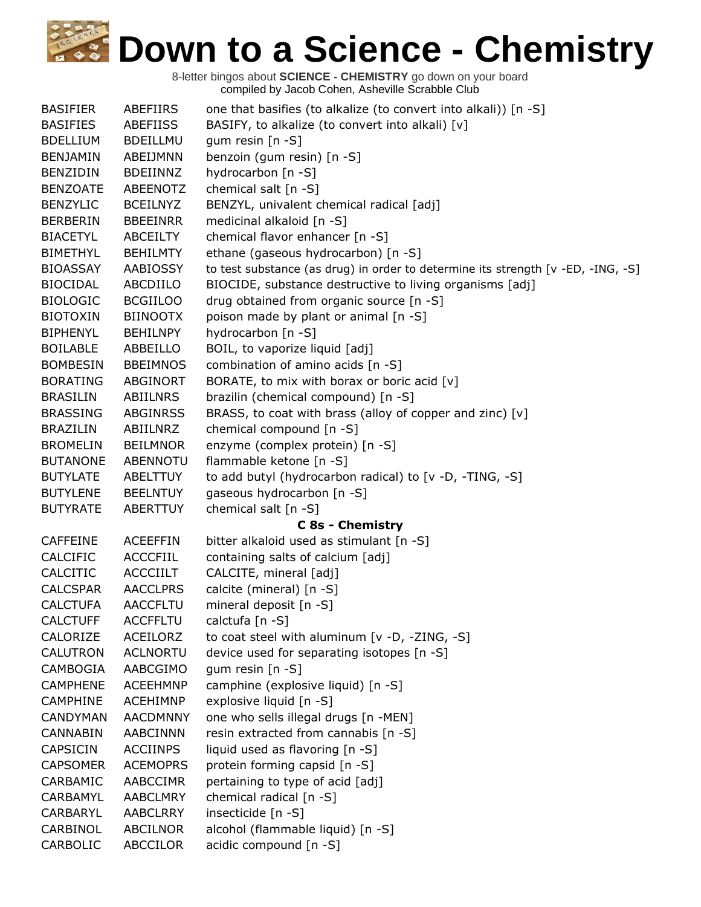# Down to a Science - Chemistry

8-letter bingos about **SCIENCE - CHEMISTRY** go down on your board
compiled by Jacob Cohen, Asheville Scrabble Club

| | | |
|---|---|---|
| BASIFIER | ABEFIIRS | one that basifies (to alkalize (to convert into alkali)) [n -S] |
| BASIFIES | ABEFIISS | BASIFY, to alkalize (to convert into alkali) [v] |
| BDELLIUM | BDEILLMU | gum resin [n -S] |
| BENJAMIN | ABEIJMNN | benzoin (gum resin) [n -S] |
| BENZIDIN | BDEIINNZ | hydrocarbon [n -S] |
| BENZOATE | ABEENOTZ | chemical salt [n -S] |
| BENZYLIC | BCEILNYZ | BENZYL, univalent chemical radical [adj] |
| BERBERIN | BBEEINRR | medicinal alkaloid [n -S] |
| BIACETYL | ABCEILTY | chemical flavor enhancer [n -S] |
| BIMETHYL | BEHILMTY | ethane (gaseous hydrocarbon) [n -S] |
| BIOASSAY | AABIOSSY | to test substance (as drug) in order to determine its strength [v -ED, -ING, -S] |
| BIOCIDAL | ABCDIILO | BIOCIDE, substance destructive to living organisms [adj] |
| BIOLOGIC | BCGIILOO | drug obtained from organic source [n -S] |
| BIOTOXIN | BIINOOTX | poison made by plant or animal [n -S] |
| BIPHENYL | BEHILNPY | hydrocarbon [n -S] |
| BOILABLE | ABBEILLO | BOIL, to vaporize liquid [adj] |
| BOMBESIN | BBEIMNOS | combination of amino acids [n -S] |
| BORATING | ABGINORT | BORATE, to mix with borax or boric acid [v] |
| BRASILIN | ABIILNRS | brazilin (chemical compound) [n -S] |
| BRASSING | ABGINRSS | BRASS, to coat with brass (alloy of copper and zinc) [v] |
| BRAZILIN | ABIILNRZ | chemical compound [n -S] |
| BROMELIN | BEILMNOR | enzyme (complex protein) [n -S] |
| BUTANONE | ABENNOTU | flammable ketone [n -S] |
| BUTYLATE | ABELTTUY | to add butyl (hydrocarbon radical) to [v -D, -TING, -S] |
| BUTYLENE | BEELNTUY | gaseous hydrocarbon [n -S] |
| BUTYRATE | ABERTTUY | chemical salt [n -S] |
| | | **C 8s - Chemistry** |
| CAFFEINE | ACEEFFIN | bitter alkaloid used as stimulant [n -S] |
| CALCIFIC | ACCCFIIL | containing salts of calcium [adj] |
| CALCITIC | ACCCIILT | CALCITE, mineral [adj] |
| CALCSPAR | AACCLPRS | calcite (mineral) [n -S] |
| CALCTUFA | AACCFLTU | mineral deposit [n -S] |
| CALCTUFF | ACCFFLTU | calctufa [n -S] |
| CALORIZE | ACEILORZ | to coat steel with aluminum [v -D, -ZING, -S] |
| CALUTRON | ACLNORTU | device used for separating isotopes [n -S] |
| CAMBOGIA | AABCGIMO | gum resin [n -S] |
| CAMPHENE | ACEEHMNP | camphine (explosive liquid) [n -S] |
| CAMPHINE | ACEHIMNP | explosive liquid [n -S] |
| CANDYMAN | AACDMNNY | one who sells illegal drugs [n -MEN] |
| CANNABIN | AABCINNN | resin extracted from cannabis [n -S] |
| CAPSICIN | ACCIINPS | liquid used as flavoring [n -S] |
| CAPSOMER | ACEMOPRS | protein forming capsid [n -S] |
| CARBAMIC | AABCCIMR | pertaining to type of acid [adj] |
| CARBAMYL | AABCLMRY | chemical radical [n -S] |
| CARBARYL | AABCLRRY | insecticide [n -S] |
| CARBINOL | ABCILNOR | alcohol (flammable liquid) [n -S] |
| CARBOLIC | ABCCILOR | acidic compound [n -S] |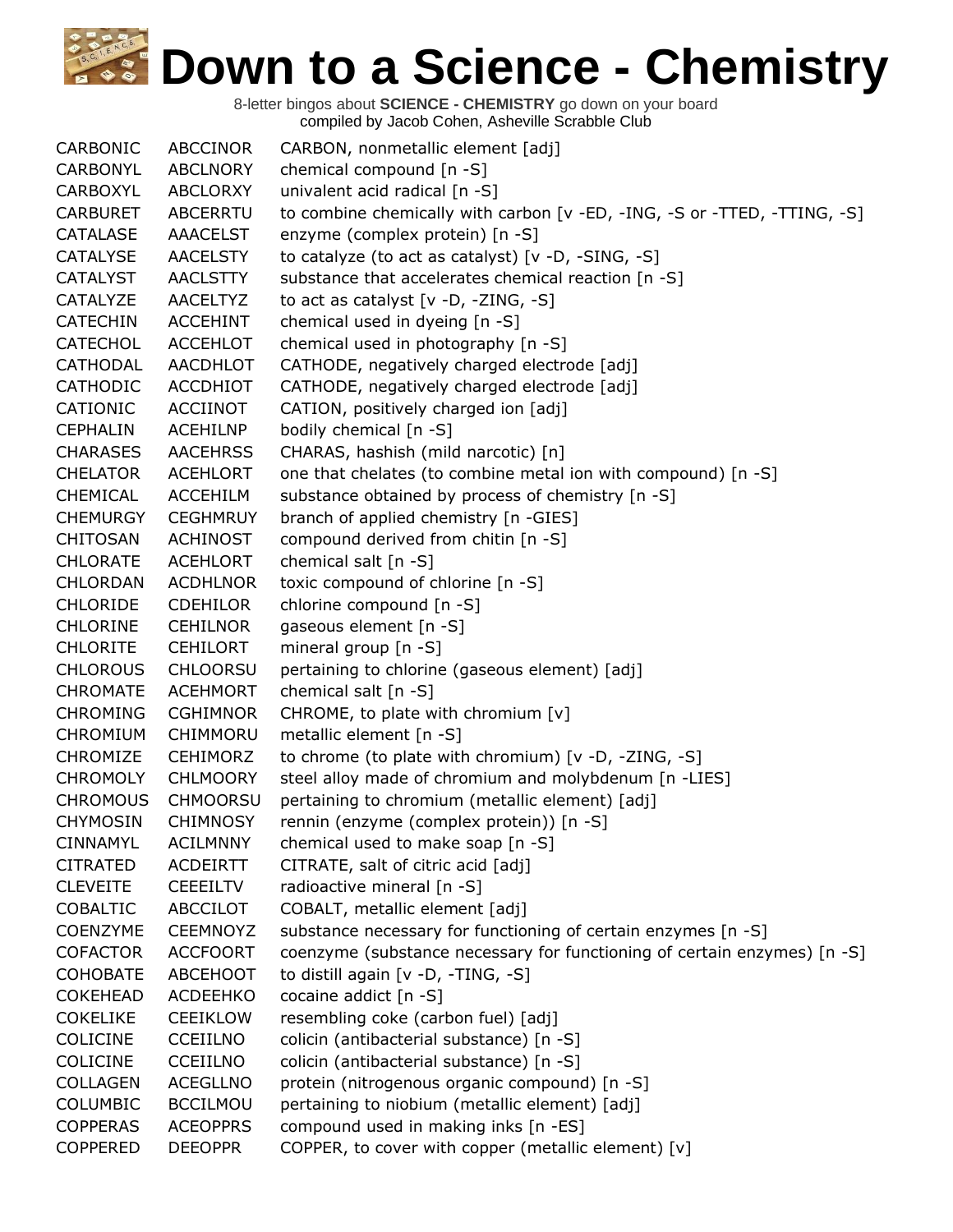# Down to a Science - Chemistry

8-letter bingos about **SCIENCE - CHEMISTRY** go down on your board
compiled by Jacob Cohen, Asheville Scrabble Club

| | | |
|---|---|---|
| CARBONIC | ABCCINOR | CARBON, nonmetallic element [adj] |
| CARBONYL | ABCLNORY | chemical compound [n -S] |
| CARBOXYL | ABCLORXY | univalent acid radical [n -S] |
| CARBURET | ABCERRTU | to combine chemically with carbon [v -ED, -ING, -S or -TTED, -TTING, -S] |
| CATALASE | AAACELST | enzyme (complex protein) [n -S] |
| CATALYSE | AACELSTY | to catalyze (to act as catalyst) [v -D, -SING, -S] |
| CATALYST | AACLSTTY | substance that accelerates chemical reaction [n -S] |
| CATALYZE | AACELTYZ | to act as catalyst [v -D, -ZING, -S] |
| CATECHIN | ACCEHINT | chemical used in dyeing [n -S] |
| CATECHOL | ACCEHLOT | chemical used in photography [n -S] |
| CATHODAL | AACDHLOT | CATHODE, negatively charged electrode [adj] |
| CATHODIC | ACCDHIOT | CATHODE, negatively charged electrode [adj] |
| CATIONIC | ACCIINOT | CATION, positively charged ion [adj] |
| CEPHALIN | ACEHILNP | bodily chemical [n -S] |
| CHARASES | AACEHRSS | CHARAS, hashish (mild narcotic) [n] |
| CHELATOR | ACEHLORT | one that chelates (to combine metal ion with compound) [n -S] |
| CHEMICAL | ACCEHILM | substance obtained by process of chemistry [n -S] |
| CHEMURGY | CEGHMRUY | branch of applied chemistry [n -GIES] |
| CHITOSAN | ACHINOST | compound derived from chitin [n -S] |
| CHLORATE | ACEHLORT | chemical salt [n -S] |
| CHLORDAN | ACDHLNOR | toxic compound of chlorine [n -S] |
| CHLORIDE | CDEHILOR | chlorine compound [n -S] |
| CHLORINE | CEHILNOR | gaseous element [n -S] |
| CHLORITE | CEHILORT | mineral group [n -S] |
| CHLOROUS | CHLOORSU | pertaining to chlorine (gaseous element) [adj] |
| CHROMATE | ACEHMORT | chemical salt [n -S] |
| CHROMING | CGHIMNOR | CHROME, to plate with chromium [v] |
| CHROMIUM | CHIMMORU | metallic element [n -S] |
| CHROMIZE | CEHIMORZ | to chrome (to plate with chromium) [v -D, -ZING, -S] |
| CHROMOLY | CHLMOORY | steel alloy made of chromium and molybdenum [n -LIES] |
| CHROMOUS | CHMOORSU | pertaining to chromium (metallic element) [adj] |
| CHYMOSIN | CHIMNOSY | rennin (enzyme (complex protein)) [n -S] |
| CINNAMYL | ACILMNNY | chemical used to make soap [n -S] |
| CITRATED | ACDEIRTT | CITRATE, salt of citric acid [adj] |
| CLEVEITE | CEEEILTV | radioactive mineral [n -S] |
| COBALTIC | ABCCILOT | COBALT, metallic element [adj] |
| COENZYME | CEEMNOYZ | substance necessary for functioning of certain enzymes [n -S] |
| COFACTOR | ACCFOORT | coenzyme (substance necessary for functioning of certain enzymes) [n -S] |
| COHOBATE | ABCEHOOT | to distill again [v -D, -TING, -S] |
| COKEHEAD | ACDEEHKO | cocaine addict [n -S] |
| COKELIKE | CEEIKLOW | resembling coke (carbon fuel) [adj] |
| COLICINE | CCEIILNO | colicin (antibacterial substance) [n -S] |
| COLICINE | CCEIILNO | colicin (antibacterial substance) [n -S] |
| COLLAGEN | ACEGLLNO | protein (nitrogenous organic compound) [n -S] |
| COLUMBIC | BCCILMOU | pertaining to niobium (metallic element) [adj] |
| COPPERAS | ACEOPPRS | compound used in making inks [n -ES] |
| COPPERED | DEEOPPR | COPPER, to cover with copper (metallic element) [v] |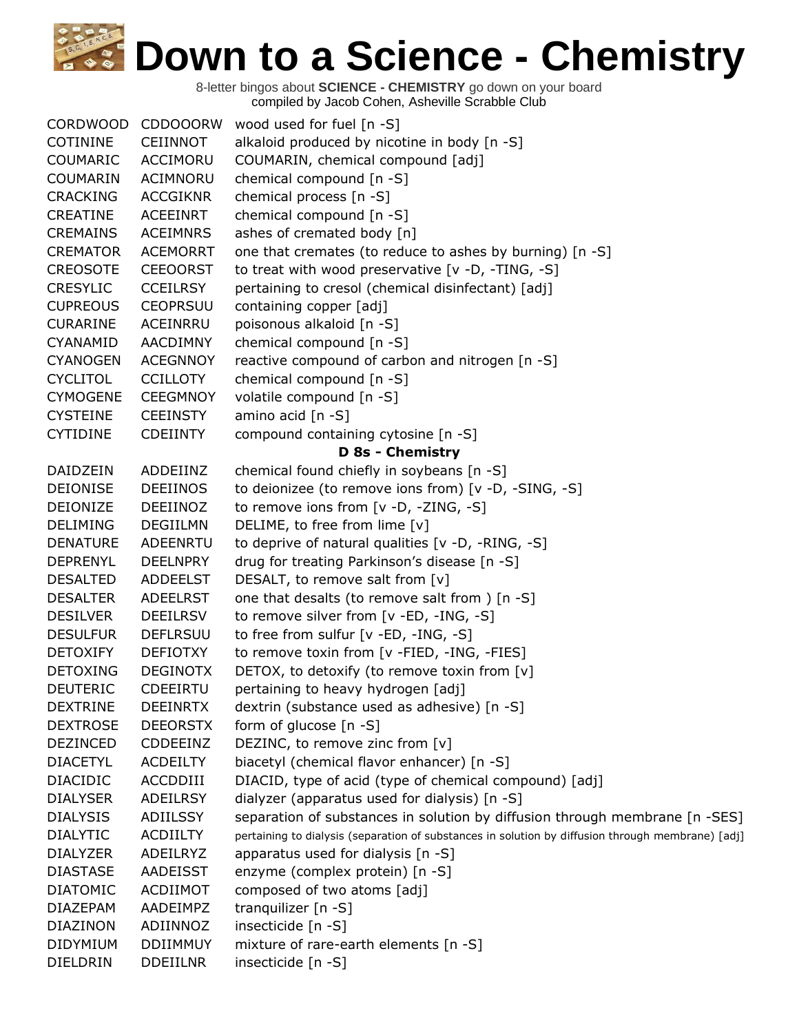# Down to a Science - Chemistry

8-letter bingos about **SCIENCE - CHEMISTRY** go down on your board
compiled by Jacob Cohen, Asheville Scrabble Club

| | | |
|---|---|---|
| CORDWOOD | CDDOOORW | wood used for fuel [n -S] |
| COTININE | CEIINNOT | alkaloid produced by nicotine in body [n -S] |
| COUMARIC | ACCIMORU | COUMARIN, chemical compound [adj] |
| COUMARIN | ACIMNORU | chemical compound [n -S] |
| CRACKING | ACCGIKNR | chemical process [n -S] |
| CREATINE | ACEEINRT | chemical compound [n -S] |
| CREMAINS | ACEIMNRS | ashes of cremated body [n] |
| CREMATOR | ACEMORRT | one that cremates (to reduce to ashes by burning) [n -S] |
| CREOSOTE | CEEOORST | to treat with wood preservative [v -D, -TING, -S] |
| CRESYLIC | CCEILRSY | pertaining to cresol (chemical disinfectant) [adj] |
| CUPREOUS | CEOPRSUU | containing copper [adj] |
| CURARINE | ACEINRRU | poisonous alkaloid [n -S] |
| CYANAMID | AACDIMNY | chemical compound [n -S] |
| CYANOGEN | ACEGNNOY | reactive compound of carbon and nitrogen [n -S] |
| CYCLITOL | CCILLOTY | chemical compound [n -S] |
| CYMOGENE | CEEGMNOY | volatile compound [n -S] |
| CYSTEINE | CEEINSTY | amino acid [n -S] |
| CYTIDINE | CDEIINTY | compound containing cytosine [n -S] |
| | | **D 8s - Chemistry** |
| DAIDZEIN | ADDEIINZ | chemical found chiefly in soybeans [n -S] |
| DEIONISE | DEEIINOS | to deionizee (to remove ions from) [v -D, -SING, -S] |
| DEIONIZE | DEEIINOZ | to remove ions from [v -D, -ZING, -S] |
| DELIMING | DEGIILMN | DELIME, to free from lime [v] |
| DENATURE | ADEENRTU | to deprive of natural qualities [v -D, -RING, -S] |
| DEPRENYL | DEELNPRY | drug for treating Parkinson's disease [n -S] |
| DESALTED | ADDEELST | DESALT, to remove salt from [v] |
| DESALTER | ADEELRST | one that desalts (to remove salt from ) [n -S] |
| DESILVER | DEEILRSV | to remove silver from [v -ED, -ING, -S] |
| DESULFUR | DEFLRSUU | to free from sulfur [v -ED, -ING, -S] |
| DETOXIFY | DEFIOTXY | to remove toxin from [v -FIED, -ING, -FIES] |
| DETOXING | DEGINOTX | DETOX, to detoxify (to remove toxin from [v] |
| DEUTERIC | CDEEIRTU | pertaining to heavy hydrogen [adj] |
| DEXTRINE | DEEINRTX | dextrin (substance used as adhesive) [n -S] |
| DEXTROSE | DEEORSTX | form of glucose [n -S] |
| DEZINCED | CDDEEINZ | DEZINC, to remove zinc from [v] |
| DIACETYL | ACDEILTY | biacetyl (chemical flavor enhancer) [n -S] |
| DIACIDIC | ACCDDIII | DIACID, type of acid (type of chemical compound) [adj] |
| DIALYSER | ADEILRSY | dialyzer (apparatus used for dialysis) [n -S] |
| DIALYSIS | ADIILSSY | separation of substances in solution by diffusion through membrane [n -SES] |
| DIALYTIC | ACDIILTY | pertaining to dialysis (separation of substances in solution by diffusion through membrane) [adj] |
| DIALYZER | ADEILRYZ | apparatus used for dialysis [n -S] |
| DIASTASE | AADEISST | enzyme (complex protein) [n -S] |
| DIATOMIC | ACDIIMOT | composed of two atoms [adj] |
| DIAZEPAM | AADEIMPZ | tranquilizer [n -S] |
| DIAZINON | ADIINNOZ | insecticide [n -S] |
| DIDYMIUM | DDIIMMUY | mixture of rare-earth elements [n -S] |
| DIELDRIN | DDEIILNR | insecticide [n -S] |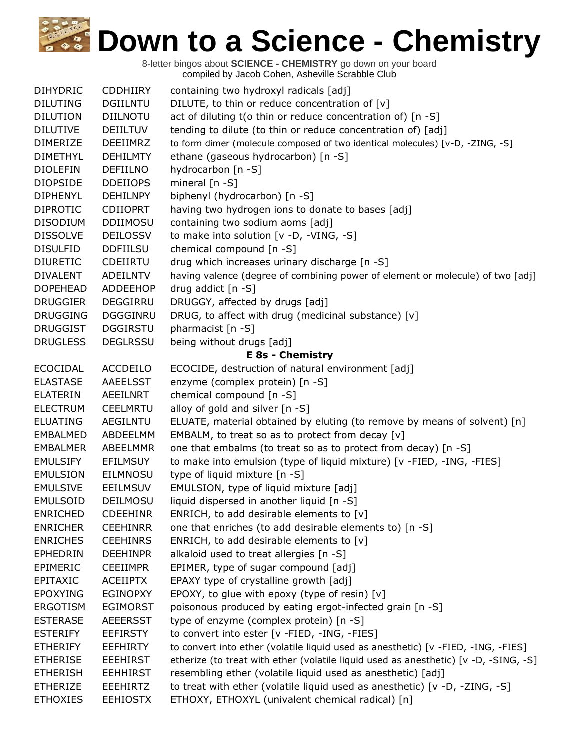# Down to a Science - Chemistry

8-letter bingos about **SCIENCE - CHEMISTRY** go down on your board
compiled by Jacob Cohen, Asheville Scrabble Club

| | | |
|---|---|---|
| DIHYDRIC | CDDHIIRY | containing two hydroxyl radicals [adj] |
| DILUTING | DGIILNTU | DILUTE, to thin or reduce concentration of [v] |
| DILUTION | DIILNOTU | act of diluting t(o thin or reduce concentration of) [n -S] |
| DILUTIVE | DEIILTUV | tending to dilute (to thin or reduce concentration of) [adj] |
| DIMERIZE | DEEIIMRZ | to form dimer (molecule composed of two identical molecules) [v-D, -ZING, -S] |
| DIMETHYL | DEHILMTY | ethane (gaseous hydrocarbon) [n -S] |
| DIOLEFIN | DEFIILNO | hydrocarbon [n -S] |
| DIOPSIDE | DDEIIOPS | mineral [n -S] |
| DIPHENYL | DEHILNPY | biphenyl (hydrocarbon) [n -S] |
| DIPROTIC | CDIIOPRT | having two hydrogen ions to donate to bases [adj] |
| DISODIUM | DDIIMOSU | containing two sodium aoms [adj] |
| DISSOLVE | DEILOSSV | to make into solution [v -D, -VING, -S] |
| DISULFID | DDFIILSU | chemical compound [n -S] |
| DIURETIC | CDEIIRTU | drug which increases urinary discharge [n -S] |
| DIVALENT | ADEILNTV | having valence (degree of combining power of element or molecule) of two [adj] |
| DOPEHEAD | ADDEEHOP | drug addict [n -S] |
| DRUGGIER | DEGGIRRU | DRUGGY, affected by drugs [adj] |
| DRUGGING | DGGGINRU | DRUG, to affect with drug (medicinal substance) [v] |
| DRUGGIST | DGGIRSTU | pharmacist [n -S] |
| DRUGLESS | DEGLRSSU | being without drugs [adj] |
| | | **E 8s - Chemistry** |
| ECOCIDAL | ACCDEILO | ECOCIDE, destruction of natural environment [adj] |
| ELASTASE | AAEELSST | enzyme (complex protein) [n -S] |
| ELATERIN | AEEILNRT | chemical compound [n -S] |
| ELECTRUM | CEELMRTU | alloy of gold and silver [n -S] |
| ELUATING | AEGILNTU | ELUATE, material obtained by eluting (to remove by means of solvent) [n] |
| EMBALMED | ABDEELMM | EMBALM, to treat so as to protect from decay [v] |
| EMBALMER | ABEELMMR | one that embalms (to treat so as to protect from decay) [n -S] |
| EMULSIFY | EFILMSUY | to make into emulsion (type of liquid mixture) [v -FIED, -ING, -FIES] |
| EMULSION | EILMNOSU | type of liquid mixture [n -S] |
| EMULSIVE | EEILMSUV | EMULSION, type of liquid mixture [adj] |
| EMULSOID | DEILMOSU | liquid dispersed in another liquid [n -S] |
| ENRICHED | CDEEHINR | ENRICH, to add desirable elements to [v] |
| ENRICHER | CEEHINRR | one that enriches (to add desirable elements to) [n -S] |
| ENRICHES | CEEHINRS | ENRICH, to add desirable elements to [v] |
| EPHEDRIN | DEEHINPR | alkaloid used to treat allergies [n -S] |
| EPIMERIC | CEEIIMPR | EPIMER, type of sugar compound [adj] |
| EPITAXIC | ACEIIPTX | EPAXY type of crystalline growth [adj] |
| EPOXYING | EGINOPXY | EPOXY, to glue with epoxy (type of resin) [v] |
| ERGOTISM | EGIMORST | poisonous produced by eating ergot-infected grain [n -S] |
| ESTERASE | AEEERSST | type of enzyme (complex protein) [n -S] |
| ESTERIFY | EEFIRSTY | to convert into ester [v -FIED, -ING, -FIES] |
| ETHERIFY | EEFHIRTY | to convert into ether (volatile liquid used as anesthetic) [v -FIED, -ING, -FIES] |
| ETHERISE | EEEHIRST | etherize (to treat with ether (volatile liquid used as anesthetic) [v -D, -SING, -S] |
| ETHERISH | EEHHIRST | resembling ether (volatile liquid used as anesthetic) [adj] |
| ETHERIZE | EEEHIRTZ | to treat with ether (volatile liquid used as anesthetic) [v -D, -ZING, -S] |
| ETHOXIES | EEHIOSTX | ETHOXY, ETHOXYL (univalent chemical radical) [n] |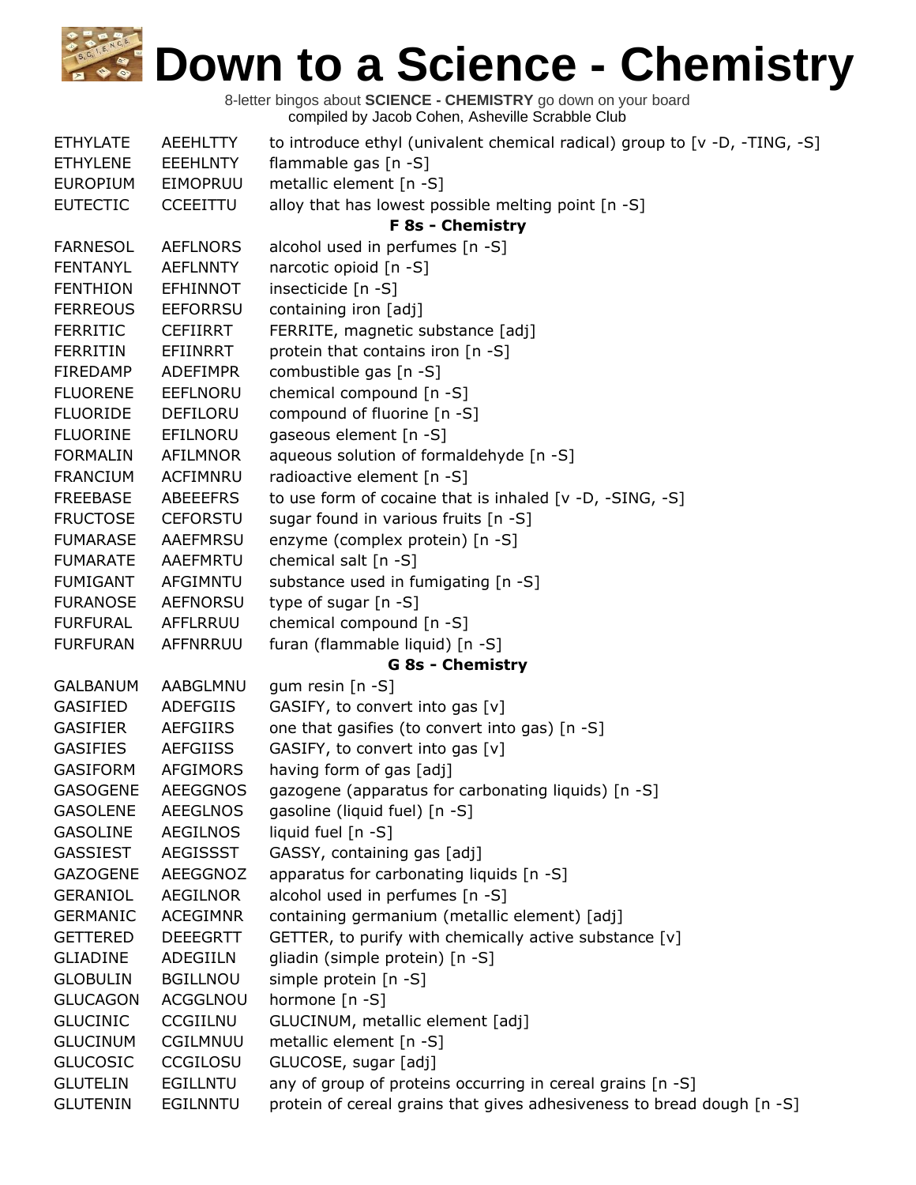# Down to a Science - Chemistry

8-letter bingos about **SCIENCE - CHEMISTRY** go down on your board
compiled by Jacob Cohen, Asheville Scrabble Club

| | | |
|---|---|---|
| ETHYLATE | AEEHLTTY | to introduce ethyl (univalent chemical radical) group to [v -D, -TING, -S] |
| ETHYLENE | EEEHLNTY | flammable gas [n -S] |
| EUROPIUM | EIMOPRUU | metallic element [n -S] |
| EUTECTIC | CCEEITTU | alloy that has lowest possible melting point [n -S] |
| | | **F 8s - Chemistry** |
| FARNESOL | AEFLNORS | alcohol used in perfumes [n -S] |
| FENTANYL | AEFLNNTY | narcotic opioid [n -S] |
| FENTHION | EFHINNOT | insecticide [n -S] |
| FERREOUS | EEFORRSU | containing iron [adj] |
| FERRITIC | CEFIIRRT | FERRITE, magnetic substance [adj] |
| FERRITIN | EFIINRRT | protein that contains iron [n -S] |
| FIREDAMP | ADEFIMPR | combustible gas [n -S] |
| FLUORENE | EEFLNORU | chemical compound [n -S] |
| FLUORIDE | DEFILORU | compound of fluorine [n -S] |
| FLUORINE | EFILNORU | gaseous element [n -S] |
| FORMALIN | AFILMNOR | aqueous solution of formaldehyde [n -S] |
| FRANCIUM | ACFIMNRU | radioactive element [n -S] |
| FREEBASE | ABEEEFRS | to use form of cocaine that is inhaled [v -D, -SING, -S] |
| FRUCTOSE | CEFORSTU | sugar found in various fruits [n -S] |
| FUMARASE | AAEFMRSU | enzyme (complex protein) [n -S] |
| FUMARATE | AAEFMRTU | chemical salt [n -S] |
| FUMIGANT | AFGIMNTU | substance used in fumigating [n -S] |
| FURANOSE | AEFNORSU | type of sugar [n -S] |
| FURFURAL | AFFLRRUU | chemical compound [n -S] |
| FURFURAN | AFFNRRUU | furan (flammable liquid) [n -S] |
| | | **G 8s - Chemistry** |
| GALBANUM | AABGLMNU | gum resin [n -S] |
| GASIFIED | ADEFGIIS | GASIFY, to convert into gas [v] |
| GASIFIER | AEFGIIRS | one that gasifies (to convert into gas) [n -S] |
| GASIFIES | AEFGIISS | GASIFY, to convert into gas [v] |
| GASIFORM | AFGIMORS | having form of gas [adj] |
| GASOGENE | AEEGGNOS | gazogene (apparatus for carbonating liquids) [n -S] |
| GASOLENE | AEEGLNOS | gasoline (liquid fuel) [n -S] |
| GASOLINE | AEGILNOS | liquid fuel [n -S] |
| GASSIEST | AEGISSST | GASSY, containing gas [adj] |
| GAZOGENE | AEEGGNOZ | apparatus for carbonating liquids [n -S] |
| GERANIOL | AEGILNOR | alcohol used in perfumes [n -S] |
| GERMANIC | ACEGIMNR | containing germanium (metallic element) [adj] |
| GETTERED | DEEEGRTT | GETTER, to purify with chemically active substance [v] |
| GLIADINE | ADEGIILN | gliadin (simple protein) [n -S] |
| GLOBULIN | BGILLNOU | simple protein [n -S] |
| GLUCAGON | ACGGLNOU | hormone [n -S] |
| GLUCINIC | CCGIILNU | GLUCINUM, metallic element [adj] |
| GLUCINUM | CGILMNUU | metallic element [n -S] |
| GLUCOSIC | CCGILOSU | GLUCOSE, sugar [adj] |
| GLUTELIN | EGILLNTU | any of group of proteins occurring in cereal grains [n -S] |
| GLUTENIN | EGILNNTU | protein of cereal grains that gives adhesiveness to bread dough [n -S] |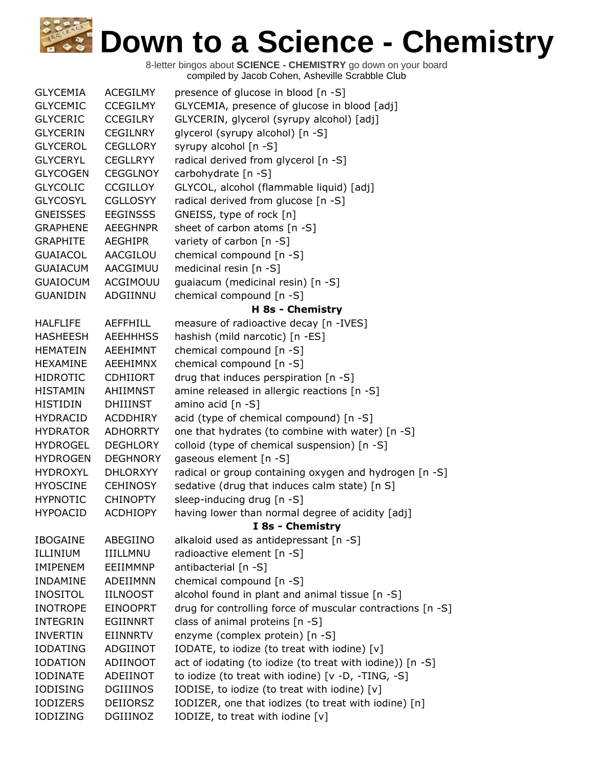# Down to a Science - Chemistry

8-letter bingos about **SCIENCE - CHEMISTRY** go down on your board
compiled by Jacob Cohen, Asheville Scrabble Club

| | | |
|---|---|---|
| GLYCEMIA | ACEGILMY | presence of glucose in blood [n -S] |
| GLYCEMIC | CCEGILMY | GLYCEMIA, presence of glucose in blood [adj] |
| GLYCERIC | CCEGILRY | GLYCERIN, glycerol (syrupy alcohol) [adj] |
| GLYCERIN | CEGILNRY | glycerol (syrupy alcohol) [n -S] |
| GLYCEROL | CEGLLORY | syrupy alcohol [n -S] |
| GLYCERYL | CEGLLRYY | radical derived from glycerol [n -S] |
| GLYCOGEN | CEGGLNOY | carbohydrate [n -S] |
| GLYCOLIC | CCGILLOY | GLYCOL, alcohol (flammable liquid) [adj] |
| GLYCOSYL | CGLLOSYY | radical derived from glucose [n -S] |
| GNEISSES | EEGINSSS | GNEISS, type of rock [n] |
| GRAPHENE | AEEGHNPR | sheet of carbon atoms [n -S] |
| GRAPHITE | AEGHIPR | variety of carbon [n -S] |
| GUAIACOL | AACGILOU | chemical compound [n -S] |
| GUAIACUM | AACGIMUU | medicinal resin [n -S] |
| GUAIOCUM | ACGIMOUU | guaiacum (medicinal resin) [n -S] |
| GUANIDIN | ADGIINNU | chemical compound [n -S] |

**H 8s - Chemistry**

| | | |
|---|---|---|
| HALFLIFE | AEFFHILL | measure of radioactive decay [n -IVES] |
| HASHEESH | AEEHHHSS | hashish (mild narcotic) [n -ES] |
| HEMATEIN | AEEHIMNT | chemical compound [n -S] |
| HEXAMINE | AEEHIMNX | chemical compound [n -S] |
| HIDROTIC | CDHIIORT | drug that induces perspiration [n -S] |
| HISTAMIN | AHIIMNST | amine released in allergic reactions [n -S] |
| HISTIDIN | DHIIINST | amino acid [n -S] |
| HYDRACID | ACDDHIRY | acid (type of chemical compound) [n -S] |
| HYDRATOR | ADHORRTY | one that hydrates (to combine with water) [n -S] |
| HYDROGEL | DEGHLORY | colloid (type of chemical suspension) [n -S] |
| HYDROGEN | DEGHNORY | gaseous element [n -S] |
| HYDROXYL | DHLORXYY | radical or group containing oxygen and hydrogen [n -S] |
| HYOSCINE | CEHINOSY | sedative (drug that induces calm state) [n S] |
| HYPNOTIC | CHINOPTY | sleep-inducing drug [n -S] |
| HYPOACID | ACDHIOPY | having lower than normal degree of acidity [adj] |

**I 8s - Chemistry**

| | | |
|---|---|---|
| IBOGAINE | ABEGIINO | alkaloid used as antidepressant [n -S] |
| ILLINIUM | IIILLMNU | radioactive element [n -S] |
| IMIPENEM | EEIIMMNP | antibacterial [n -S] |
| INDAMINE | ADEIIMNN | chemical compound [n -S] |
| INOSITOL | IILNOOST | alcohol found in plant and animal tissue [n -S] |
| INOTROPE | EINOOPRT | drug for controlling force of muscular contractions [n -S] |
| INTEGRIN | EGIINNRT | class of animal proteins [n -S] |
| INVERTIN | EIINNRTV | enzyme (complex protein) [n -S] |
| IODATING | ADGIINOT | IODATE, to iodize (to treat with iodine) [v] |
| IODATION | ADIINOOT | act of iodating (to iodize (to treat with iodine)) [n -S] |
| IODINATE | ADEIINOT | to iodize (to treat with iodine) [v -D, -TING, -S] |
| IODISING | DGIIINOS | IODISE, to iodize (to treat with iodine) [v] |
| IODIZERS | DEIIORSZ | IODIZER, one that iodizes (to treat with iodine) [n] |
| IODIZING | DGIIINOZ | IODIZE, to treat with iodine [v] |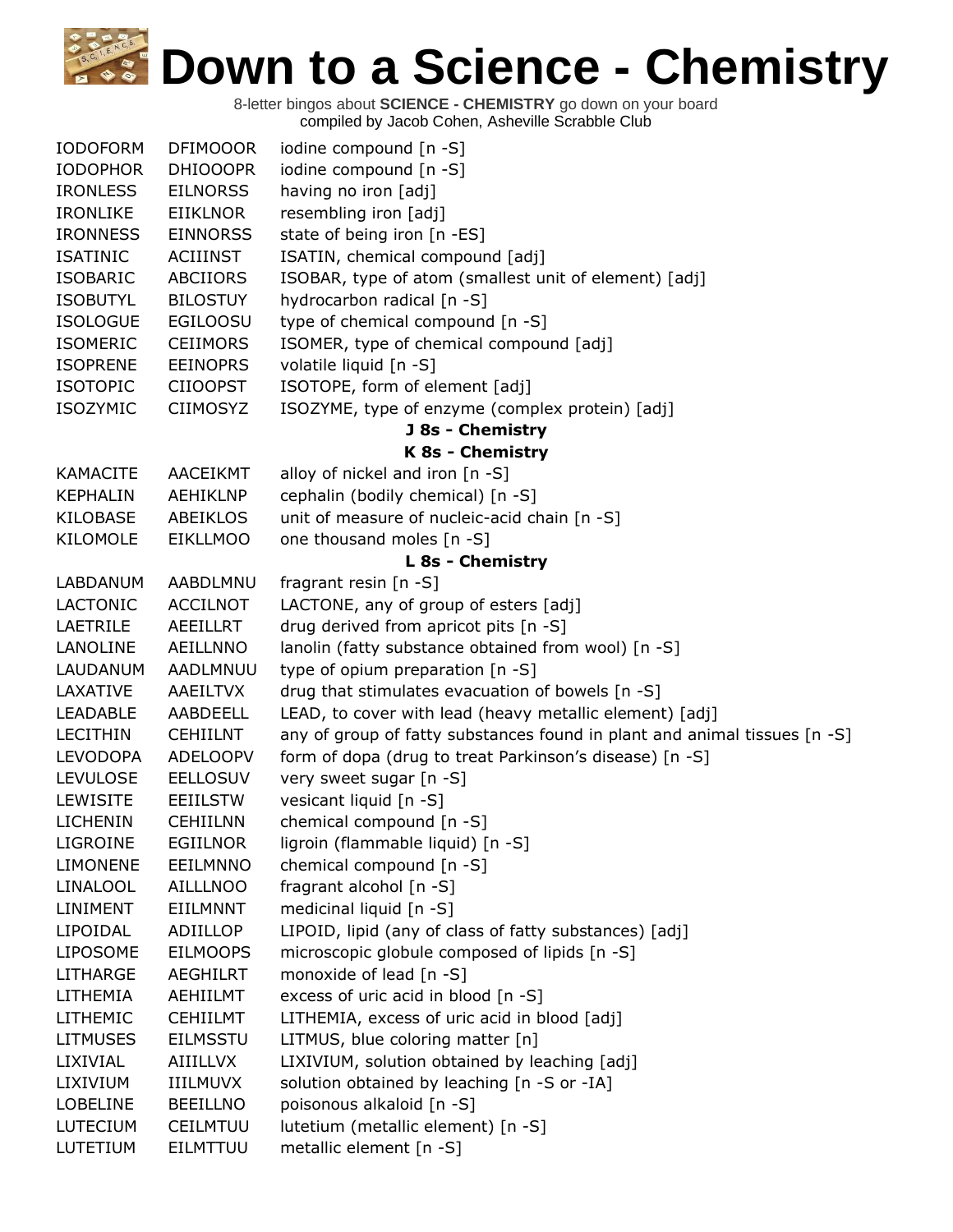# Down to a Science - Chemistry

8-letter bingos about **SCIENCE - CHEMISTRY** go down on your board
compiled by Jacob Cohen, Asheville Scrabble Club

| | | |
|---|---|---|
| IODOFORM | DFIMOOOR | iodine compound [n -S] |
| IODOPHOR | DHIOOOPR | iodine compound [n -S] |
| IRONLESS | EILNORSS | having no iron [adj] |
| IRONLIKE | EIIKLNOR | resembling iron [adj] |
| IRONNESS | EINNORSS | state of being iron [n -ES] |
| ISATINIC | ACIIINST | ISATIN, chemical compound [adj] |
| ISOBARIC | ABCIIORS | ISOBAR, type of atom (smallest unit of element) [adj] |
| ISOBUTYL | BILOSTUY | hydrocarbon radical [n -S] |
| ISOLOGUE | EGILOOSU | type of chemical compound [n -S] |
| ISOMERIC | CEIIMORS | ISOMER, type of chemical compound [adj] |
| ISOPRENE | EEINOPRS | volatile liquid [n -S] |
| ISOTOPIC | CIIOOPST | ISOTOPE, form of element [adj] |
| ISOZYMIC | CIIMOSYZ | ISOZYME, type of enzyme (complex protein) [adj] |

**J 8s - Chemistry**

**K 8s - Chemistry**

| | | |
|---|---|---|
| KAMACITE | AACEIKMT | alloy of nickel and iron [n -S] |
| KEPHALIN | AEHIKLNP | cephalin (bodily chemical) [n -S] |
| KILOBASE | ABEIKLOS | unit of measure of nucleic-acid chain [n -S] |
| KILOMOLE | EIKLLMOO | one thousand moles [n -S] |

**L 8s - Chemistry**

| | | |
|---|---|---|
| LABDANUM | AABDLMNU | fragrant resin [n -S] |
| LACTONIC | ACCILNOT | LACTONE, any of group of esters [adj] |
| LAETRILE | AEEILLRT | drug derived from apricot pits [n -S] |
| LANOLINE | AEILLNNO | lanolin (fatty substance obtained from wool) [n -S] |
| LAUDANUM | AADLMNUU | type of opium preparation [n -S] |
| LAXATIVE | AAEILTVX | drug that stimulates evacuation of bowels [n -S] |
| LEADABLE | AABDEELL | LEAD, to cover with lead (heavy metallic element) [adj] |
| LECITHIN | CEHIILNT | any of group of fatty substances found in plant and animal tissues [n -S] |
| LEVODOPA | ADELOOPV | form of dopa (drug to treat Parkinson's disease) [n -S] |
| LEVULOSE | EELLOSUV | very sweet sugar [n -S] |
| LEWISITE | EEIILSTW | vesicant liquid [n -S] |
| LICHENIN | CEHIILNN | chemical compound [n -S] |
| LIGROINE | EGIILNOR | ligroin (flammable liquid) [n -S] |
| LIMONENE | EEILMNNO | chemical compound [n -S] |
| LINALOOL | AILLLNOO | fragrant alcohol [n -S] |
| LINIMENT | EIILMNNT | medicinal liquid [n -S] |
| LIPOIDAL | ADIILLOP | LIPOID, lipid (any of class of fatty substances) [adj] |
| LIPOSOME | EILMOOPS | microscopic globule composed of lipids [n -S] |
| LITHARGE | AEGHILRT | monoxide of lead [n -S] |
| LITHEMIA | AEHIILMT | excess of uric acid in blood [n -S] |
| LITHEMIC | CEHIILMT | LITHEMIA, excess of uric acid in blood [adj] |
| LITMUSES | EILMSSTU | LITMUS, blue coloring matter [n] |
| LIXIVIAL | AIIILLVX | LIXIVIUM, solution obtained by leaching [adj] |
| LIXIVIUM | IIILMUVX | solution obtained by leaching [n -S or -IA] |
| LOBELINE | BEEILLNO | poisonous alkaloid [n -S] |
| LUTECIUM | CEILMTUU | lutetium (metallic element) [n -S] |
| LUTETIUM | EILMTTUU | metallic element [n -S] |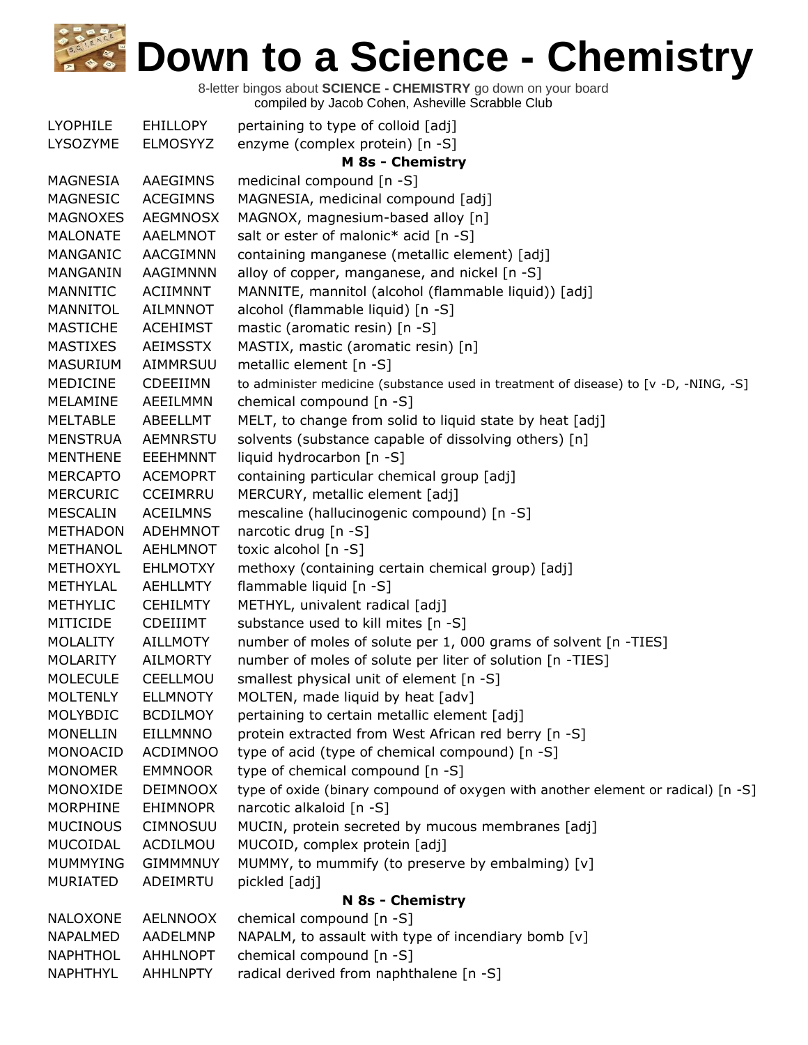# Down to a Science - Chemistry

8-letter bingos about **SCIENCE - CHEMISTRY** go down on your board
compiled by Jacob Cohen, Asheville Scrabble Club

| | | |
|---|---|---|
| LYOPHILE | EHILLOPY | pertaining to type of colloid [adj] |
| LYSOZYME | ELMOSYYZ | enzyme (complex protein) [n -S] |
| | | **M 8s - Chemistry** |
| MAGNESIA | AAEGIMNS | medicinal compound [n -S] |
| MAGNESIC | ACEGIMNS | MAGNESIA, medicinal compound [adj] |
| MAGNOXES | AEGMNOSX | MAGNOX, magnesium-based alloy [n] |
| MALONATE | AAELMNOT | salt or ester of malonic* acid [n -S] |
| MANGANIC | AACGIMNN | containing manganese (metallic element) [adj] |
| MANGANIN | AAGIMNNN | alloy of copper, manganese, and nickel [n -S] |
| MANNITIC | ACIIMNNT | MANNITE, mannitol (alcohol (flammable liquid)) [adj] |
| MANNITOL | AILMNNOT | alcohol (flammable liquid) [n -S] |
| MASTICHE | ACEHIMST | mastic (aromatic resin) [n -S] |
| MASTIXES | AEIMSSTX | MASTIX, mastic (aromatic resin) [n] |
| MASURIUM | AIMMRSUU | metallic element [n -S] |
| MEDICINE | CDEEIIMN | to administer medicine (substance used in treatment of disease) to [v -D, -NING, -S] |
| MELAMINE | AEEILMMN | chemical compound [n -S] |
| MELTABLE | ABEELLMT | MELT, to change from solid to liquid state by heat [adj] |
| MENSTRUA | AEMNRSTU | solvents (substance capable of dissolving others) [n] |
| MENTHENE | EEEHMNNT | liquid hydrocarbon [n -S] |
| MERCAPTO | ACEMOPRT | containing particular chemical group [adj] |
| MERCURIC | CCEIMRRU | MERCURY, metallic element [adj] |
| MESCALIN | ACEILMNS | mescaline (hallucinogenic compound) [n -S] |
| METHADON | ADEHMNOT | narcotic drug [n -S] |
| METHANOL | AEHLMNOT | toxic alcohol [n -S] |
| METHOXYL | EHLMOTXY | methoxy (containing certain chemical group) [adj] |
| METHYLAL | AEHLLMTY | flammable liquid [n -S] |
| METHYLIC | CEHILMTY | METHYL, univalent radical [adj] |
| MITICIDE | CDEIIIMT | substance used to kill mites [n -S] |
| MOLALITY | AILLMOTY | number of moles of solute per 1, 000 grams of solvent [n -TIES] |
| MOLARITY | AILMORTY | number of moles of solute per liter of solution [n -TIES] |
| MOLECULE | CEELLMOU | smallest physical unit of element [n -S] |
| MOLTENLY | ELLMNOTY | MOLTEN, made liquid by heat [adv] |
| MOLYBDIC | BCDILMOY | pertaining to certain metallic element [adj] |
| MONELLIN | EILLMNNO | protein extracted from West African red berry [n -S] |
| MONOACID | ACDIMNOO | type of acid (type of chemical compound) [n -S] |
| MONOMER | EMMNOOR | type of chemical compound [n -S] |
| MONOXIDE | DEIMNOOX | type of oxide (binary compound of oxygen with another element or radical) [n -S] |
| MORPHINE | EHIMNOPR | narcotic alkaloid [n -S] |
| MUCINOUS | CIMNOSUU | MUCIN, protein secreted by mucous membranes [adj] |
| MUCOIDAL | ACDILMOU | MUCOID, complex protein [adj] |
| MUMMYING | GIMMMNUY | MUMMY, to mummify (to preserve by embalming) [v] |
| MURIATED | ADEIMRTU | pickled [adj] |
| | | **N 8s - Chemistry** |
| NALOXONE | AELNNOOX | chemical compound [n -S] |
| NAPALMED | AADELMNP | NAPALM, to assault with type of incendiary bomb [v] |
| NAPHTHOL | AHHLNOPT | chemical compound [n -S] |
| NAPHTHYL | AHHLNPTY | radical derived from naphthalene [n -S] |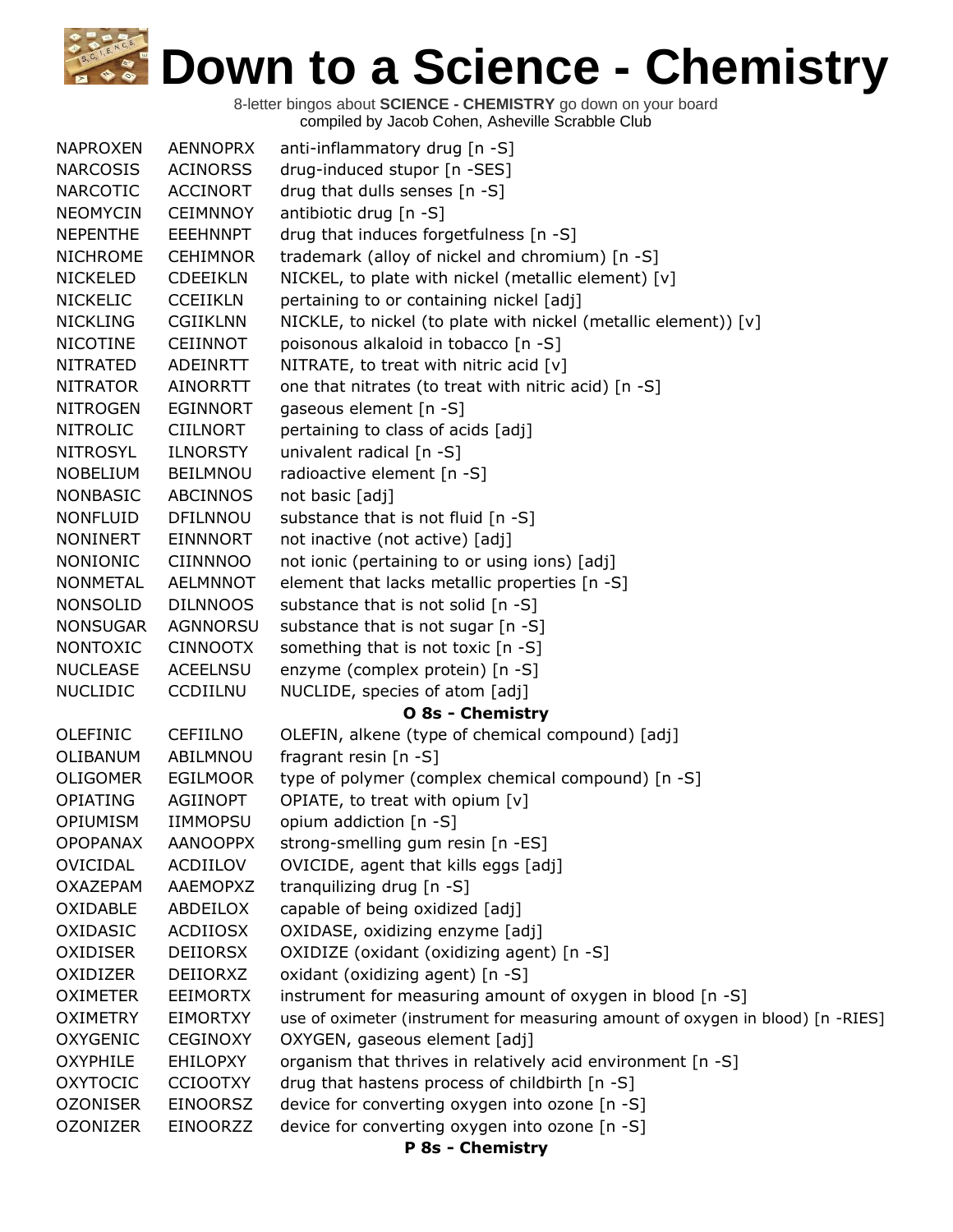# Down to a Science - Chemistry

8-letter bingos about **SCIENCE - CHEMISTRY** go down on your board
compiled by Jacob Cohen, Asheville Scrabble Club

| | | |
|---|---|---|
| NAPROXEN | AENNOPRX | anti-inflammatory drug [n -S] |
| NARCOSIS | ACINORSS | drug-induced stupor [n -SES] |
| NARCOTIC | ACCINORT | drug that dulls senses [n -S] |
| NEOMYCIN | CEIMNNOY | antibiotic drug [n -S] |
| NEPENTHE | EEEHNNPT | drug that induces forgetfulness [n -S] |
| NICHROME | CEHIMNOR | trademark (alloy of nickel and chromium) [n -S] |
| NICKELED | CDEEIKLN | NICKEL, to plate with nickel (metallic element) [v] |
| NICKELIC | CCEIIKLN | pertaining to or containing nickel [adj] |
| NICKLING | CGIIKLNN | NICKLE, to nickel (to plate with nickel (metallic element)) [v] |
| NICOTINE | CEIINNOT | poisonous alkaloid in tobacco [n -S] |
| NITRATED | ADEINRTT | NITRATE, to treat with nitric acid [v] |
| NITRATOR | AINORRTT | one that nitrates (to treat with nitric acid) [n -S] |
| NITROGEN | EGINNORT | gaseous element [n -S] |
| NITROLIC | CIILNORT | pertaining to class of acids [adj] |
| NITROSYL | ILNORSTY | univalent radical [n -S] |
| NOBELIUM | BEILMNOU | radioactive element [n -S] |
| NONBASIC | ABCINNOS | not basic [adj] |
| NONFLUID | DFILNNOU | substance that is not fluid [n -S] |
| NONINERT | EINNNORT | not inactive (not active) [adj] |
| NONIONIC | CIINNNOO | not ionic (pertaining to or using ions) [adj] |
| NONMETAL | AELMNNOT | element that lacks metallic properties [n -S] |
| NONSOLID | DILNNOOS | substance that is not solid [n -S] |
| NONSUGAR | AGNNORSU | substance that is not sugar [n -S] |
| NONTOXIC | CINNOOTX | something that is not toxic [n -S] |
| NUCLEASE | ACEELNSU | enzyme (complex protein) [n -S] |
| NUCLIDIC | CCDIILNU | NUCLIDE, species of atom [adj] |

**O 8s - Chemistry**

| | | |
|---|---|---|
| OLEFINIC | CEFIILNO | OLEFIN, alkene (type of chemical compound) [adj] |
| OLIBANUM | ABILMNOU | fragrant resin [n -S] |
| OLIGOMER | EGILMOOR | type of polymer (complex chemical compound) [n -S] |
| OPIATING | AGIINOPT | OPIATE, to treat with opium [v] |
| OPIUMISM | IIMMOPSU | opium addiction [n -S] |
| OPOPANAX | AANOOPPX | strong-smelling gum resin [n -ES] |
| OVICIDAL | ACDIILOV | OVICIDE, agent that kills eggs [adj] |
| OXAZEPAM | AAEMOPXZ | tranquilizing drug [n -S] |
| OXIDABLE | ABDEILOX | capable of being oxidized [adj] |
| OXIDASIC | ACDIIOSX | OXIDASE, oxidizing enzyme [adj] |
| OXIDISER | DEIIORSX | OXIDIZE (oxidant (oxidizing agent) [n -S] |
| OXIDIZER | DEIIORXZ | oxidant (oxidizing agent) [n -S] |
| OXIMETER | EEIMORTX | instrument for measuring amount of oxygen in blood [n -S] |
| OXIMETRY | EIMORTXY | use of oximeter (instrument for measuring amount of oxygen in blood) [n -RIES] |
| OXYGENIC | CEGINOXY | OXYGEN, gaseous element [adj] |
| OXYPHILE | EHILOPXY | organism that thrives in relatively acid environment [n -S] |
| OXYTOCIC | CCIOOTXY | drug that hastens process of childbirth [n -S] |
| OZONISER | EINOORSZ | device for converting oxygen into ozone [n -S] |
| OZONIZER | EINOORZZ | device for converting oxygen into ozone [n -S] |

**P 8s - Chemistry**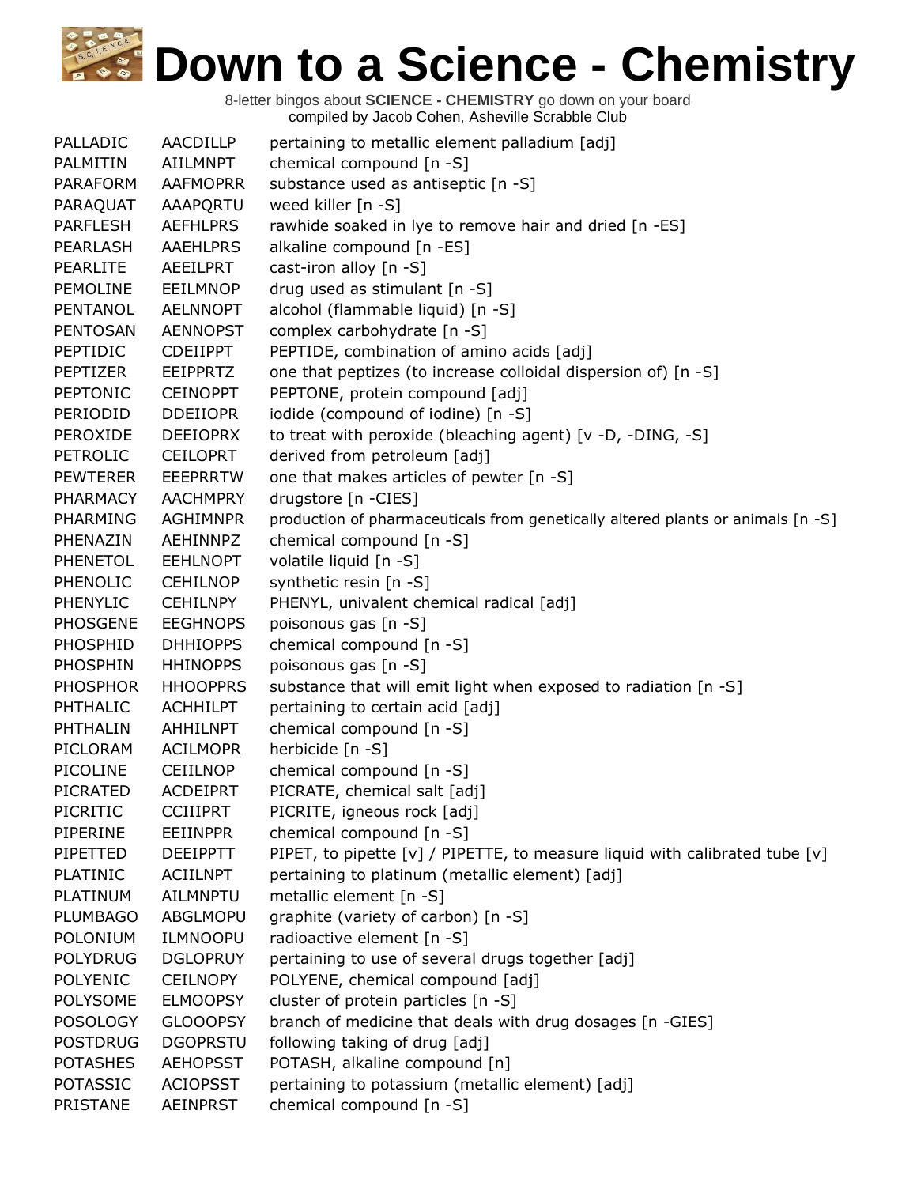# Down to a Science - Chemistry

8-letter bingos about **SCIENCE - CHEMISTRY** go down on your board
compiled by Jacob Cohen, Asheville Scrabble Club

| | | |
|---|---|---|
| PALLADIC | AACDILLP | pertaining to metallic element palladium [adj] |
| PALMITIN | AIILMNPT | chemical compound [n -S] |
| PARAFORM | AAFMOPRR | substance used as antiseptic [n -S] |
| PARAQUAT | AAAPQRTU | weed killer [n -S] |
| PARFLESH | AEFHLPRS | rawhide soaked in lye to remove hair and dried [n -ES] |
| PEARLASH | AAEHLPRS | alkaline compound [n -ES] |
| PEARLITE | AEEILPRT | cast-iron alloy [n -S] |
| PEMOLINE | EEILMNOP | drug used as stimulant [n -S] |
| PENTANOL | AELNNOPT | alcohol (flammable liquid) [n -S] |
| PENTOSAN | AENNOPST | complex carbohydrate [n -S] |
| PEPTIDIC | CDEIIPPT | PEPTIDE, combination of amino acids [adj] |
| PEPTIZER | EEIPPRTZ | one that peptizes (to increase colloidal dispersion of) [n -S] |
| PEPTONIC | CEINOPPT | PEPTONE, protein compound [adj] |
| PERIODID | DDEIIOPR | iodide (compound of iodine) [n -S] |
| PEROXIDE | DEEIOPRX | to treat with peroxide (bleaching agent) [v -D, -DING, -S] |
| PETROLIC | CEILOPRT | derived from petroleum [adj] |
| PEWTERER | EEEPRRTW | one that makes articles of pewter [n -S] |
| PHARMACY | AACHMPRY | drugstore [n -CIES] |
| PHARMING | AGHIMNPR | production of pharmaceuticals from genetically altered plants or animals [n -S] |
| PHENAZIN | AEHINNPZ | chemical compound [n -S] |
| PHENETOL | EEHLNOPT | volatile liquid [n -S] |
| PHENOLIC | CEHILNOP | synthetic resin [n -S] |
| PHENYLIC | CEHILNPY | PHENYL, univalent chemical radical [adj] |
| PHOSGENE | EEGHNOPS | poisonous gas [n -S] |
| PHOSPHID | DHHIOPPS | chemical compound [n -S] |
| PHOSPHIN | HHINOPPS | poisonous gas [n -S] |
| PHOSPHOR | HHOOPPRS | substance that will emit light when exposed to radiation [n -S] |
| PHTHALIC | ACHHILPT | pertaining to certain acid [adj] |
| PHTHALIN | AHHILNPT | chemical compound [n -S] |
| PICLORAM | ACILMOPR | herbicide [n -S] |
| PICOLINE | CEIILNOP | chemical compound [n -S] |
| PICRATED | ACDEIPRT | PICRATE, chemical salt [adj] |
| PICRITIC | CCIIIPRT | PICRITE, igneous rock [adj] |
| PIPERINE | EEIINPPR | chemical compound [n -S] |
| PIPETTED | DEEIPPTT | PIPET, to pipette [v] / PIPETTE, to measure liquid with calibrated tube [v] |
| PLATINIC | ACIILNPT | pertaining to platinum (metallic element) [adj] |
| PLATINUM | AILMNPTU | metallic element [n -S] |
| PLUMBAGO | ABGLMOPU | graphite (variety of carbon) [n -S] |
| POLONIUM | ILMNOOPU | radioactive element [n -S] |
| POLYDRUG | DGLOPRUY | pertaining to use of several drugs together [adj] |
| POLYENIC | CEILNOPY | POLYENE, chemical compound [adj] |
| POLYSOME | ELMOOPSY | cluster of protein particles [n -S] |
| POSOLOGY | GLOOOPSY | branch of medicine that deals with drug dosages [n -GIES] |
| POSTDRUG | DGOPRSTU | following taking of drug [adj] |
| POTASHES | AEHOPSST | POTASH, alkaline compound [n] |
| POTASSIC | ACIOPSST | pertaining to potassium (metallic element) [adj] |
| PRISTANE | AEINPRST | chemical compound [n -S] |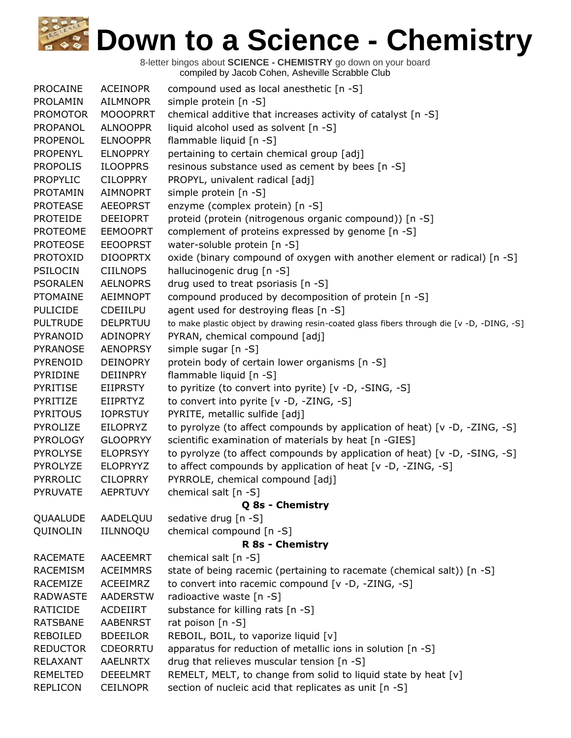# Down to a Science - Chemistry

8-letter bingos about **SCIENCE - CHEMISTRY** go down on your board
compiled by Jacob Cohen, Asheville Scrabble Club

| | | |
|---|---|---|
| PROCAINE | ACEINOPR | compound used as local anesthetic [n -S] |
| PROLAMIN | AILMNOPR | simple protein [n -S] |
| PROMOTOR | MOOOPRRT | chemical additive that increases activity of catalyst [n -S] |
| PROPANOL | ALNOOPPR | liquid alcohol used as solvent [n -S] |
| PROPENOL | ELNOOPPR | flammable liquid [n -S] |
| PROPENYL | ELNOPPRY | pertaining to certain chemical group [adj] |
| PROPOLIS | ILOOPPRS | resinous substance used as cement by bees [n -S] |
| PROPYLIC | CILOPPRY | PROPYL, univalent radical [adj] |
| PROTAMIN | AIMNOPRT | simple protein [n -S] |
| PROTEASE | AEEOPRST | enzyme (complex protein) [n -S] |
| PROTEIDE | DEEIOPRT | proteid (protein (nitrogenous organic compound)) [n -S] |
| PROTEOME | EEMOOPRT | complement of proteins expressed by genome [n -S] |
| PROTEOSE | EEOOPRST | water-soluble protein [n -S] |
| PROTOXID | DIOOPRTX | oxide (binary compound of oxygen with another element or radical) [n -S] |
| PSILOCIN | CIILNOPS | hallucinogenic drug [n -S] |
| PSORALEN | AELNOPRS | drug used to treat psoriasis [n -S] |
| PTOMAINE | AEIMNOPT | compound produced by decomposition of protein [n -S] |
| PULICIDE | CDEIILPU | agent used for destroying fleas [n -S] |
| PULTRUDE | DELPRTUU | to make plastic object by drawing resin-coated glass fibers through die [v -D, -DING, -S] |
| PYRANOID | ADINOPRY | PYRAN, chemical compound [adj] |
| PYRANOSE | AENOPRSY | simple sugar [n -S] |
| PYRENOID | DEINOPRY | protein body of certain lower organisms [n -S] |
| PYRIDINE | DEIINPRY | flammable liquid [n -S] |
| PYRITISE | EIIPRSTY | to pyritize (to convert into pyrite) [v -D, -SING, -S] |
| PYRITIZE | EIIPRTYZ | to convert into pyrite [v -D, -ZING, -S] |
| PYRITOUS | IOPRSTUY | PYRITE, metallic sulfide [adj] |
| PYROLIZE | EILOPRYZ | to pyrolyze (to affect compounds by application of heat) [v -D, -ZING, -S] |
| PYROLOGY | GLOOPRYY | scientific examination of materials by heat [n -GIES] |
| PYROLYSE | ELOPRSYY | to pyrolyze (to affect compounds by application of heat) [v -D, -SING, -S] |
| PYROLYZE | ELOPRYYZ | to affect compounds by application of heat [v -D, -ZING, -S] |
| PYRROLIC | CILOPRRY | PYRROLE, chemical compound [adj] |
| PYRUVATE | AEPRTUVY | chemical salt [n -S] |

**Q 8s - Chemistry**

| | | |
|---|---|---|
| QUAALUDE | AADELQUU | sedative drug [n -S] |
| QUINOLIN | IILNNOQU | chemical compound [n -S] |

**R 8s - Chemistry**

| | | |
|---|---|---|
| RACEMATE | AACEEMRT | chemical salt [n -S] |
| RACEMISM | ACEIMMRS | state of being racemic (pertaining to racemate (chemical salt)) [n -S] |
| RACEMIZE | ACEEIMRZ | to convert into racemic compound [v -D, -ZING, -S] |
| RADWASTE | AADERSTW | radioactive waste [n -S] |
| RATICIDE | ACDEIIRT | substance for killing rats [n -S] |
| RATSBANE | AABENRST | rat poison [n -S] |
| REBOILED | BDEEILOR | REBOIL, BOIL, to vaporize liquid [v] |
| REDUCTOR | CDEORRTU | apparatus for reduction of metallic ions in solution [n -S] |
| RELAXANT | AAELNRTX | drug that relieves muscular tension [n -S] |
| REMELTED | DEEELMRT | REMELT, MELT, to change from solid to liquid state by heat [v] |
| REPLICON | CEILNOPR | section of nucleic acid that replicates as unit [n -S] |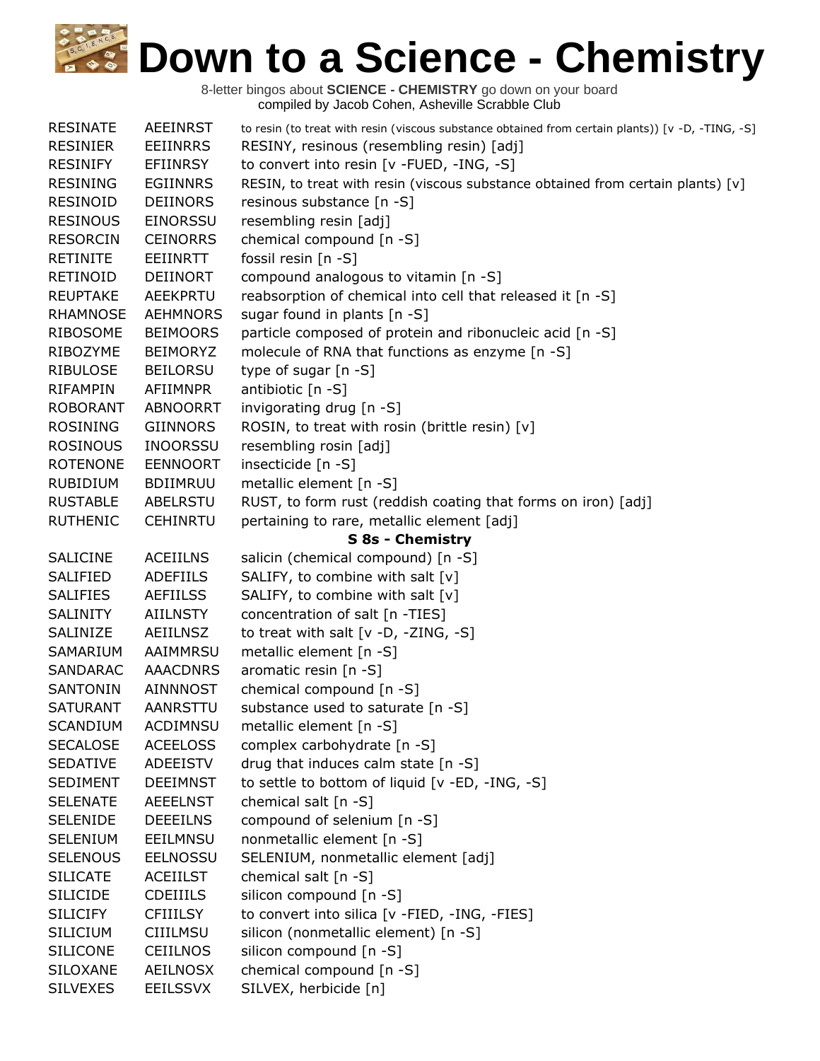# Down to a Science - Chemistry

8-letter bingos about **SCIENCE - CHEMISTRY** go down on your board
compiled by Jacob Cohen, Asheville Scrabble Club

| | | |
|---|---|---|
| RESINATE | AEEINRST | to resin (to treat with resin (viscous substance obtained from certain plants)) [v -D, -TING, -S] |
| RESINIER | EEIINRRS | RESINY, resinous (resembling resin) [adj] |
| RESINIFY | EFIINRSY | to convert into resin [v -FUED, -ING, -S] |
| RESINING | EGIINNRS | RESIN, to treat with resin (viscous substance obtained from certain plants) [v] |
| RESINOID | DEIINORS | resinous substance [n -S] |
| RESINOUS | EINORSSU | resembling resin [adj] |
| RESORCIN | CEINORRS | chemical compound [n -S] |
| RETINITE | EEIINRTT | fossil resin [n -S] |
| RETINOID | DEIINORT | compound analogous to vitamin [n -S] |
| REUPTAKE | AEEKPRTU | reabsorption of chemical into cell that released it [n -S] |
| RHAMNOSE | AEHMNORS | sugar found in plants [n -S] |
| RIBOSOME | BEIMOORS | particle composed of protein and ribonucleic acid [n -S] |
| RIBOZYME | BEIMORYZ | molecule of RNA that functions as enzyme [n -S] |
| RIBULOSE | BEILORSU | type of sugar [n -S] |
| RIFAMPIN | AFIIMNPR | antibiotic [n -S] |
| ROBORANT | ABNOORRT | invigorating drug [n -S] |
| ROSINING | GIINNORS | ROSIN, to treat with rosin (brittle resin) [v] |
| ROSINOUS | INOORSSU | resembling rosin [adj] |
| ROTENONE | EENNOORT | insecticide [n -S] |
| RUBIDIUM | BDIIMRUU | metallic element [n -S] |
| RUSTABLE | ABELRSTU | RUST, to form rust (reddish coating that forms on iron) [adj] |
| RUTHENIC | CEHINRTU | pertaining to rare, metallic element [adj] |

### S 8s - Chemistry

| | | |
|---|---|---|
| SALICINE | ACEIILNS | salicin (chemical compound) [n -S] |
| SALIFIED | ADEFIILS | SALIFY, to combine with salt [v] |
| SALIFIES | AEFIILSS | SALIFY, to combine with salt [v] |
| SALINITY | AIILNSTY | concentration of salt [n -TIES] |
| SALINIZE | AEIILNSZ | to treat with salt [v -D, -ZING, -S] |
| SAMARIUM | AAIMMRSU | metallic element [n -S] |
| SANDARAC | AAACDNRS | aromatic resin [n -S] |
| SANTONIN | AINNNOST | chemical compound [n -S] |
| SATURANT | AANRSTTU | substance used to saturate [n -S] |
| SCANDIUM | ACDIMNSU | metallic element [n -S] |
| SECALOSE | ACEELOSS | complex carbohydrate [n -S] |
| SEDATIVE | ADEEISTV | drug that induces calm state [n -S] |
| SEDIMENT | DEEIMNST | to settle to bottom of liquid [v -ED, -ING, -S] |
| SELENATE | AEEELNST | chemical salt [n -S] |
| SELENIDE | DEEEILNS | compound of selenium [n -S] |
| SELENIUM | EEILMNSU | nonmetallic element [n -S] |
| SELENOUS | EELNOSSU | SELENIUM, nonmetallic element [adj] |
| SILICATE | ACEIILST | chemical salt [n -S] |
| SILICIDE | CDEIIILS | silicon compound [n -S] |
| SILICIFY | CFIIILSY | to convert into silica [v -FIED, -ING, -FIES] |
| SILICIUM | CIIILMSU | silicon (nonmetallic element) [n -S] |
| SILICONE | CEIILNOS | silicon compound [n -S] |
| SILOXANE | AEILNOSX | chemical compound [n -S] |
| SILVEXES | EEILSSVX | SILVEX, herbicide [n] |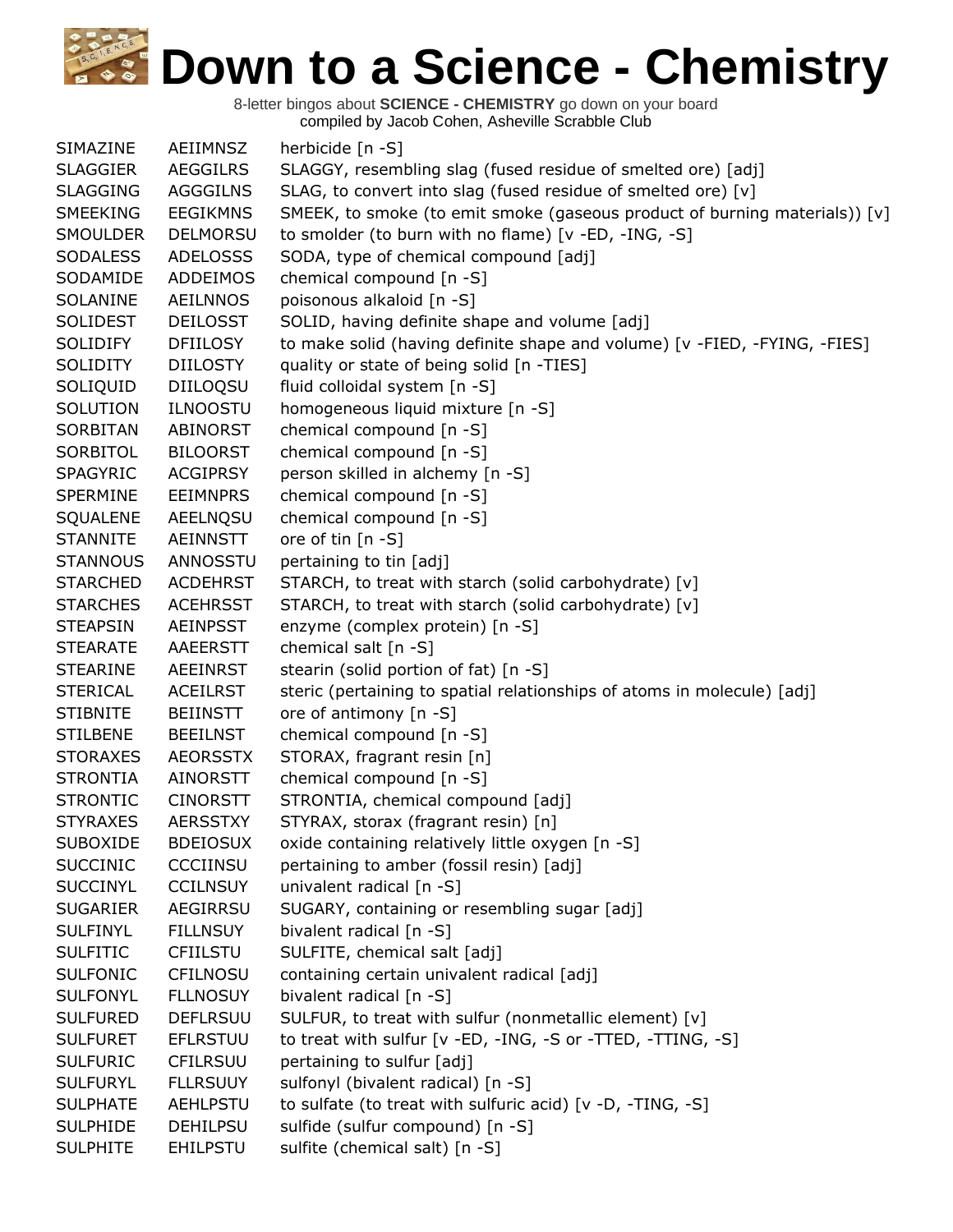# Down to a Science - Chemistry

8-letter bingos about **SCIENCE - CHEMISTRY** go down on your board
compiled by Jacob Cohen, Asheville Scrabble Club

| | | |
|---|---|---|
| SIMAZINE | AEIIMNSZ | herbicide [n -S] |
| SLAGGIER | AEGGILRS | SLAGGY, resembling slag (fused residue of smelted ore) [adj] |
| SLAGGING | AGGGILNS | SLAG, to convert into slag (fused residue of smelted ore) [v] |
| SMEEKING | EEGIKMNS | SMEEK, to smoke (to emit smoke (gaseous product of burning materials)) [v] |
| SMOULDER | DELMORSU | to smolder (to burn with no flame) [v -ED, -ING, -S] |
| SODALESS | ADELOSSS | SODA, type of chemical compound [adj] |
| SODAMIDE | ADDEIMOS | chemical compound [n -S] |
| SOLANINE | AEILNNOS | poisonous alkaloid [n -S] |
| SOLIDEST | DEILOSST | SOLID, having definite shape and volume [adj] |
| SOLIDIFY | DFIILOSY | to make solid (having definite shape and volume) [v -FIED, -FYING, -FIES] |
| SOLIDITY | DIILOSTY | quality or state of being solid [n -TIES] |
| SOLIQUID | DIILOQSU | fluid colloidal system [n -S] |
| SOLUTION | ILNOOSTU | homogeneous liquid mixture [n -S] |
| SORBITAN | ABINORST | chemical compound [n -S] |
| SORBITOL | BILOORST | chemical compound [n -S] |
| SPAGYRIC | ACGIPRSY | person skilled in alchemy [n -S] |
| SPERMINE | EEIMNPRS | chemical compound [n -S] |
| SQUALENE | AEELNQSU | chemical compound [n -S] |
| STANNITE | AEINNSTT | ore of tin [n -S] |
| STANNOUS | ANNOSSTU | pertaining to tin [adj] |
| STARCHED | ACDEHRST | STARCH, to treat with starch (solid carbohydrate) [v] |
| STARCHES | ACEHRSST | STARCH, to treat with starch (solid carbohydrate) [v] |
| STEAPSIN | AEINPSST | enzyme (complex protein) [n -S] |
| STEARATE | AAEERSTT | chemical salt [n -S] |
| STEARINE | AEEINRST | stearin (solid portion of fat) [n -S] |
| STERICAL | ACEILRST | steric (pertaining to spatial relationships of atoms in molecule) [adj] |
| STIBNITE | BEIINSTT | ore of antimony [n -S] |
| STILBENE | BEEILNST | chemical compound [n -S] |
| STORAXES | AEORSSTX | STORAX, fragrant resin [n] |
| STRONTIA | AINORSTT | chemical compound [n -S] |
| STRONTIC | CINORSTT | STRONTIA, chemical compound [adj] |
| STYRAXES | AERSSTXY | STYRAX, storax (fragrant resin) [n] |
| SUBOXIDE | BDEIOSUX | oxide containing relatively little oxygen [n -S] |
| SUCCINIC | CCCIINSU | pertaining to amber (fossil resin) [adj] |
| SUCCINYL | CCILNSUY | univalent radical [n -S] |
| SUGARIER | AEGIRRSU | SUGARY, containing or resembling sugar [adj] |
| SULFINYL | FILLNSUY | bivalent radical [n -S] |
| SULFITIC | CFIILSTU | SULFITE, chemical salt [adj] |
| SULFONIC | CFILNOSU | containing certain univalent radical [adj] |
| SULFONYL | FLLNOSUY | bivalent radical [n -S] |
| SULFURED | DEFLRSUU | SULFUR, to treat with sulfur (nonmetallic element) [v] |
| SULFURET | EFLRSTUU | to treat with sulfur [v -ED, -ING, -S or -TTED, -TTING, -S] |
| SULFURIC | CFILRSUU | pertaining to sulfur [adj] |
| SULFURYL | FLLRSUUY | sulfonyl (bivalent radical) [n -S] |
| SULPHATE | AEHLPSTU | to sulfate (to treat with sulfuric acid) [v -D, -TING, -S] |
| SULPHIDE | DEHILPSU | sulfide (sulfur compound) [n -S] |
| SULPHITE | EHILPSTU | sulfite (chemical salt) [n -S] |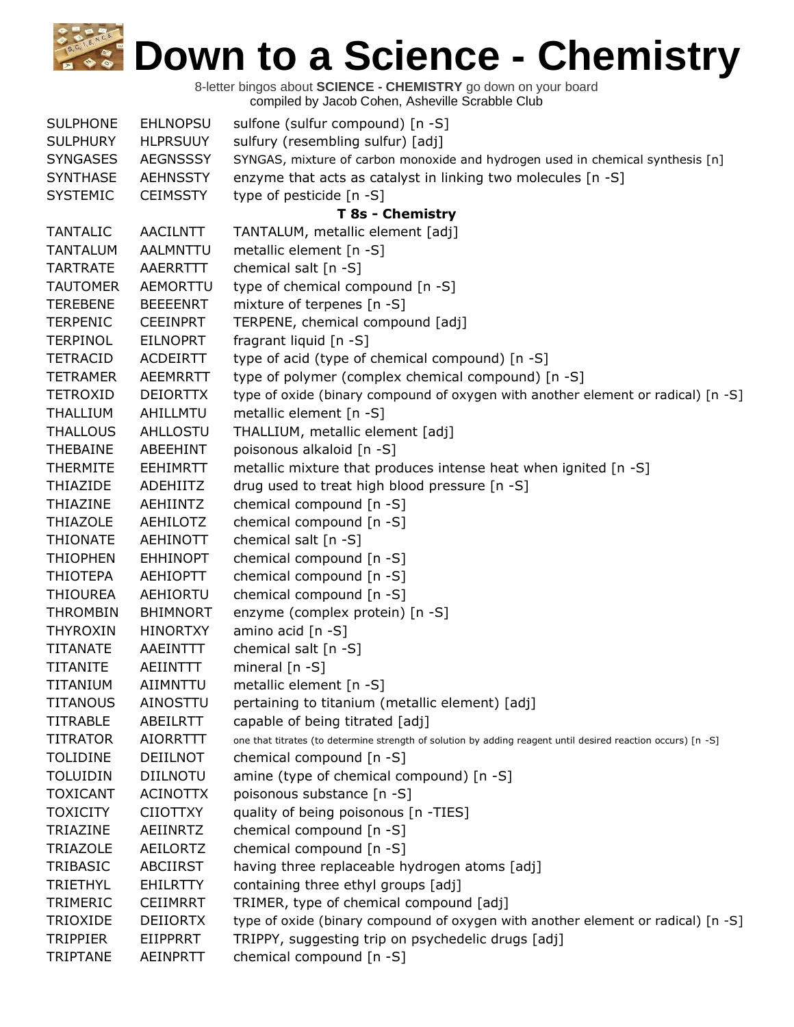# Down to a Science - Chemistry

8-letter bingos about **SCIENCE - CHEMISTRY** go down on your board
compiled by Jacob Cohen, Asheville Scrabble Club

| | | |
|---|---|---|
| SULPHONE | EHLNOPSU | sulfone (sulfur compound) [n -S] |
| SULPHURY | HLPRSUUY | sulfury (resembling sulfur) [adj] |
| SYNGASES | AEGNSSSY | SYNGAS, mixture of carbon monoxide and hydrogen used in chemical synthesis [n] |
| SYNTHASE | AEHNSSTY | enzyme that acts as catalyst in linking two molecules [n -S] |
| SYSTEMIC | CEIMSSTY | type of pesticide [n -S] |
| | | **T 8s - Chemistry** |
| TANTALIC | AACILNTT | TANTALUM, metallic element [adj] |
| TANTALUM | AALMNTTU | metallic element [n -S] |
| TARTRATE | AAERRTTT | chemical salt [n -S] |
| TAUTOMER | AEMORTTU | type of chemical compound [n -S] |
| TEREBENE | BEEEENRT | mixture of terpenes [n -S] |
| TERPENIC | CEEINPRT | TERPENE, chemical compound [adj] |
| TERPINOL | EILNOPRT | fragrant liquid [n -S] |
| TETRACID | ACDEIRTT | type of acid (type of chemical compound) [n -S] |
| TETRAMER | AEEMRRTT | type of polymer (complex chemical compound) [n -S] |
| TETROXID | DEIORTTX | type of oxide (binary compound of oxygen with another element or radical) [n -S] |
| THALLIUM | AHILLMTU | metallic element [n -S] |
| THALLOUS | AHLLOSTU | THALLIUM, metallic element [adj] |
| THEBAINE | ABEEHINT | poisonous alkaloid [n -S] |
| THERMITE | EEHIMRTT | metallic mixture that produces intense heat when ignited [n -S] |
| THIAZIDE | ADEHIITZ | drug used to treat high blood pressure [n -S] |
| THIAZINE | AEHIINTZ | chemical compound [n -S] |
| THIAZOLE | AEHILOTZ | chemical compound [n -S] |
| THIONATE | AEHINOTT | chemical salt [n -S] |
| THIOPHEN | EHHINOPT | chemical compound [n -S] |
| THIOTEPA | AEHIOPTT | chemical compound [n -S] |
| THIOUREA | AEHIORTU | chemical compound [n -S] |
| THROMBIN | BHIMNORT | enzyme (complex protein) [n -S] |
| THYROXIN | HINORTXY | amino acid [n -S] |
| TITANATE | AAEINTTT | chemical salt [n -S] |
| TITANITE | AEIINTTT | mineral [n -S] |
| TITANIUM | AIIMNTTU | metallic element [n -S] |
| TITANOUS | AINOSTTU | pertaining to titanium (metallic element) [adj] |
| TITRABLE | ABEILRTT | capable of being titrated [adj] |
| TITRATOR | AIORRTTT | one that titrates (to determine strength of solution by adding reagent until desired reaction occurs) [n -S] |
| TOLIDINE | DEIILNOT | chemical compound [n -S] |
| TOLUIDIN | DIILNOTU | amine (type of chemical compound) [n -S] |
| TOXICANT | ACINOTTX | poisonous substance [n -S] |
| TOXICITY | CIIOTTXY | quality of being poisonous [n -TIES] |
| TRIAZINE | AEIINRTZ | chemical compound [n -S] |
| TRIAZOLE | AEILORTZ | chemical compound [n -S] |
| TRIBASIC | ABCIIRST | having three replaceable hydrogen atoms [adj] |
| TRIETHYL | EHILRTTY | containing three ethyl groups [adj] |
| TRIMERIC | CEIIMRRT | TRIMER, type of chemical compound [adj] |
| TRIOXIDE | DEIIORTX | type of oxide (binary compound of oxygen with another element or radical) [n -S] |
| TRIPPIER | EIIPPRRT | TRIPPY, suggesting trip on psychedelic drugs [adj] |
| TRIPTANE | AEINPRTT | chemical compound [n -S] |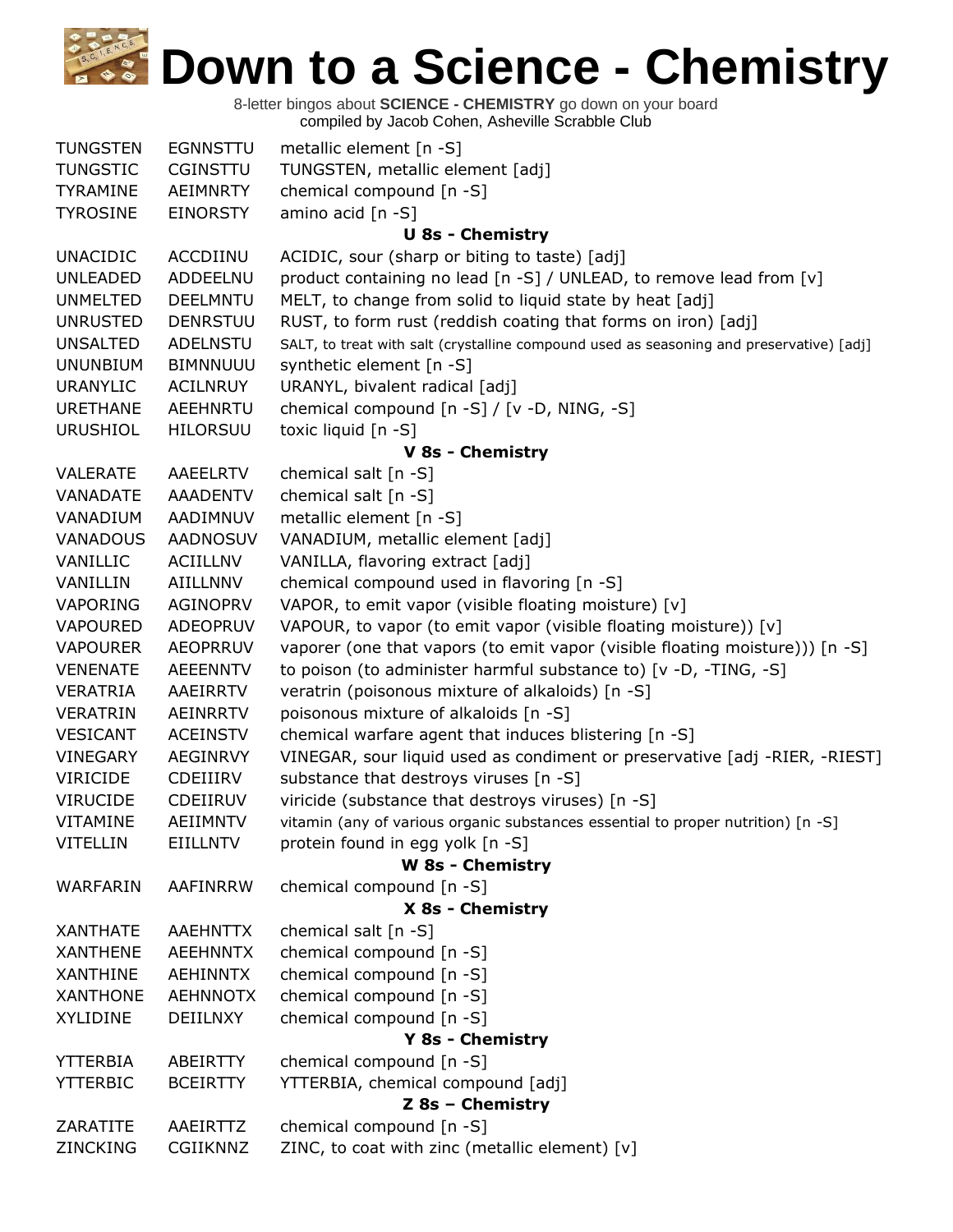# Down to a Science - Chemistry

8-letter bingos about **SCIENCE - CHEMISTRY** go down on your board
compiled by Jacob Cohen, Asheville Scrabble Club

| | | |
|---|---|---|
| TUNGSTEN | EGNNSTTU | metallic element [n -S] |
| TUNGSTIC | CGINSTTU | TUNGSTEN, metallic element [adj] |
| TYRAMINE | AEIMNRTY | chemical compound [n -S] |
| TYROSINE | EINORSTY | amino acid [n -S] |
| | | **U 8s - Chemistry** |
| UNACIDIC | ACCDIINU | ACIDIC, sour (sharp or biting to taste) [adj] |
| UNLEADED | ADDEELNU | product containing no lead [n -S] / UNLEAD, to remove lead from [v] |
| UNMELTED | DEELMNTU | MELT, to change from solid to liquid state by heat [adj] |
| UNRUSTED | DENRSTUU | RUST, to form rust (reddish coating that forms on iron) [adj] |
| UNSALTED | ADELNSTU | SALT, to treat with salt (crystalline compound used as seasoning and preservative) [adj] |
| UNUNBIUM | BIMNNUUU | synthetic element [n -S] |
| URANYLIC | ACILNRUY | URANYL, bivalent radical [adj] |
| URETHANE | AEEHNRTU | chemical compound [n -S] / [v -D, NING, -S] |
| URUSHIOL | HILORSUU | toxic liquid [n -S] |
| | | **V 8s - Chemistry** |
| VALERATE | AAEELRTV | chemical salt [n -S] |
| VANADATE | AAADENTV | chemical salt [n -S] |
| VANADIUM | AADIMNUV | metallic element [n -S] |
| VANADOUS | AADNOSUV | VANADIUM, metallic element [adj] |
| VANILLIC | ACIILLNV | VANILLA, flavoring extract [adj] |
| VANILLIN | AIILLNNV | chemical compound used in flavoring [n -S] |
| VAPORING | AGINOPRV | VAPOR, to emit vapor (visible floating moisture) [v] |
| VAPOURED | ADEOPRUV | VAPOUR, to vapor (to emit vapor (visible floating moisture)) [v] |
| VAPOURER | AEOPRRUV | vaporer (one that vapors (to emit vapor (visible floating moisture))) [n -S] |
| VENENATE | AEEENNTV | to poison (to administer harmful substance to) [v -D, -TING, -S] |
| VERATRIA | AAEIRRTV | veratrin (poisonous mixture of alkaloids) [n -S] |
| VERATRIN | AEINRRTV | poisonous mixture of alkaloids [n -S] |
| VESICANT | ACEINSTV | chemical warfare agent that induces blistering [n -S] |
| VINEGARY | AEGINRVY | VINEGAR, sour liquid used as condiment or preservative [adj -RIER, -RIEST] |
| VIRICIDE | CDEIIIRV | substance that destroys viruses [n -S] |
| VIRUCIDE | CDEIIRUV | viricide (substance that destroys viruses) [n -S] |
| VITAMINE | AEIIMNTV | vitamin (any of various organic substances essential to proper nutrition) [n -S] |
| VITELLIN | EIILLNTV | protein found in egg yolk [n -S] |
| | | **W 8s - Chemistry** |
| WARFARIN | AAFINRRW | chemical compound [n -S] |
| | | **X 8s - Chemistry** |
| XANTHATE | AAEHNTTX | chemical salt [n -S] |
| XANTHENE | AEEHNNTX | chemical compound [n -S] |
| XANTHINE | AEHINNTX | chemical compound [n -S] |
| XANTHONE | AEHNNOTX | chemical compound [n -S] |
| XYLIDINE | DEIILNXY | chemical compound [n -S] |
| | | **Y 8s - Chemistry** |
| YTTERBIA | ABEIRTTY | chemical compound [n -S] |
| YTTERBIC | BCEIRTTY | YTTERBIA, chemical compound [adj] |
| | | **Z 8s – Chemistry** |
| ZARATITE | AAEIRTTZ | chemical compound [n -S] |
| ZINCKING | CGIIKNNZ | ZINC, to coat with zinc (metallic element) [v] |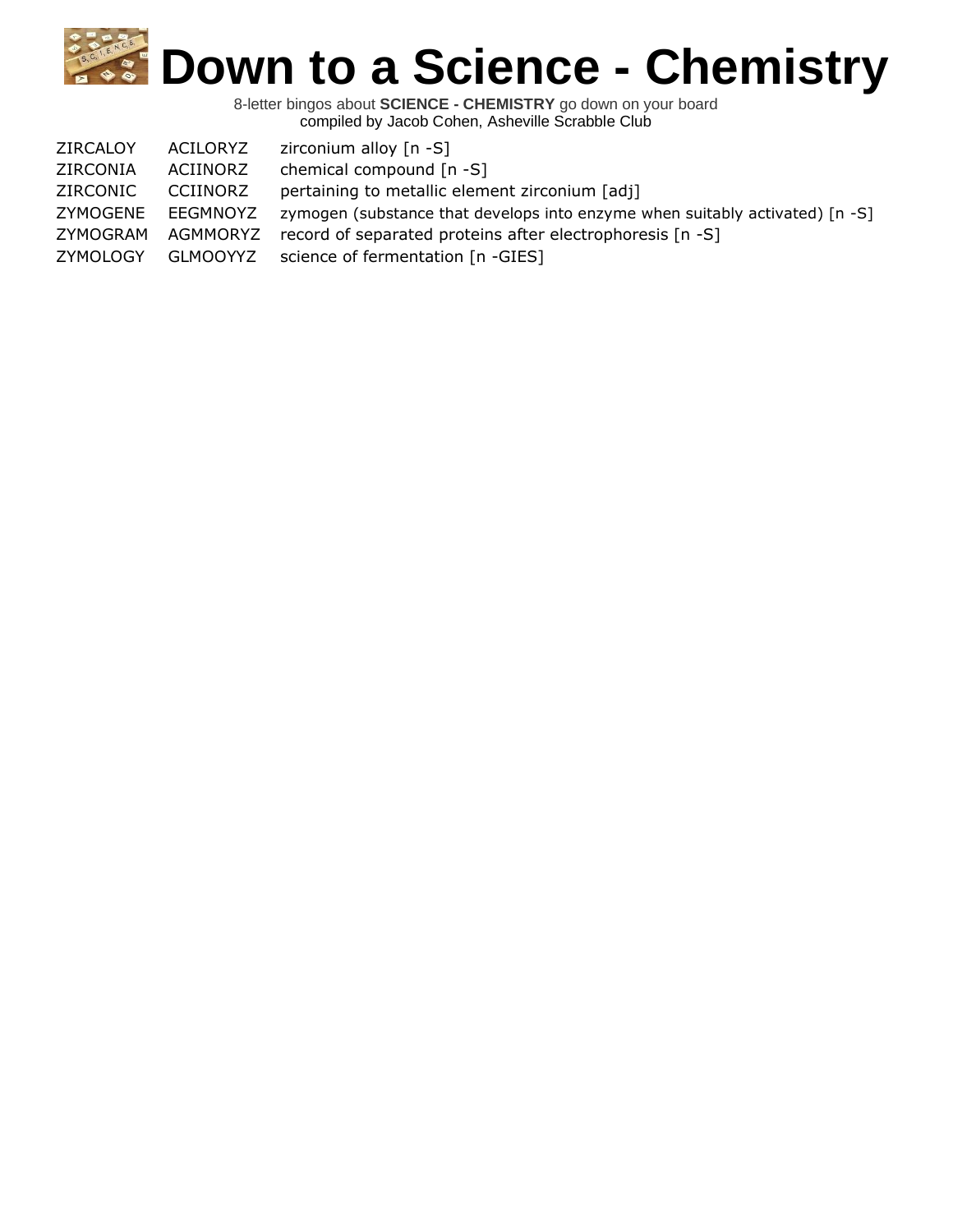# Down to a Science - Chemistry

8-letter bingos about **SCIENCE - CHEMISTRY** go down on your board
compiled by Jacob Cohen, Asheville Scrabble Club

| | | |
|---|---|---|
| ZIRCALOY | ACILORYZ | zirconium alloy [n -S] |
| ZIRCONIA | ACIINORZ | chemical compound [n -S] |
| ZIRCONIC | CCIINORZ | pertaining to metallic element zirconium [adj] |
| ZYMOGENE | EEGMNOYZ | zymogen (substance that develops into enzyme when suitably activated) [n -S] |
| ZYMOGRAM | AGMMORYZ | record of separated proteins after electrophoresis [n -S] |
| ZYMOLOGY | GLMOOYYZ | science of fermentation [n -GIES] |